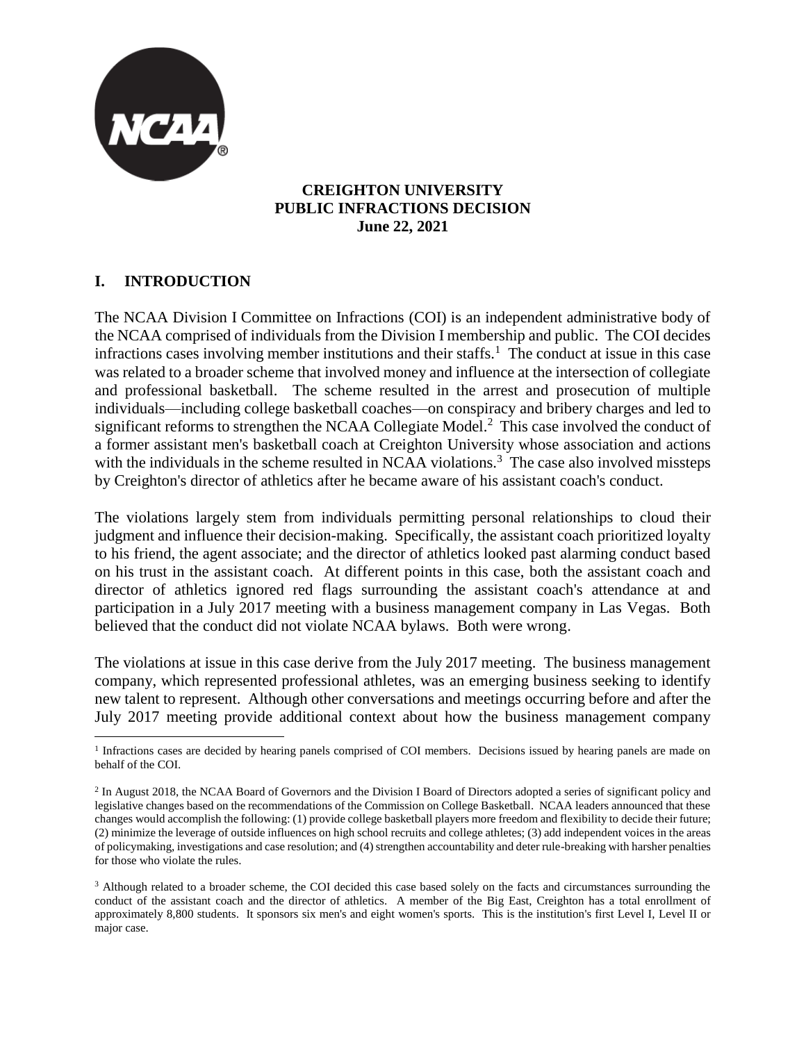**CREIGHTON UNIVERSITY**
**PUBLIC INFRACTIONS DECISION**
**June 22, 2021**

## I. INTRODUCTION

The NCAA Division I Committee on Infractions (COI) is an independent administrative body of the NCAA comprised of individuals from the Division I membership and public. The COI decides infractions cases involving member institutions and their staffs.[1] The conduct at issue in this case was related to a broader scheme that involved money and influence at the intersection of collegiate and professional basketball. The scheme resulted in the arrest and prosecution of multiple individuals—including college basketball coaches—on conspiracy and bribery charges and led to significant reforms to strengthen the NCAA Collegiate Model.[2] This case involved the conduct of a former assistant men's basketball coach at Creighton University whose association and actions with the individuals in the scheme resulted in NCAA violations.[3] The case also involved missteps by Creighton's director of athletics after he became aware of his assistant coach's conduct.

The violations largely stem from individuals permitting personal relationships to cloud their judgment and influence their decision-making. Specifically, the assistant coach prioritized loyalty to his friend, the agent associate; and the director of athletics looked past alarming conduct based on his trust in the assistant coach. At different points in this case, both the assistant coach and director of athletics ignored red flags surrounding the assistant coach's attendance at and participation in a July 2017 meeting with a business management company in Las Vegas. Both believed that the conduct did not violate NCAA bylaws. Both were wrong.

The violations at issue in this case derive from the July 2017 meeting. The business management company, which represented professional athletes, was an emerging business seeking to identify new talent to represent. Although other conversations and meetings occurring before and after the July 2017 meeting provide additional context about how the business management company

[1] Infractions cases are decided by hearing panels comprised of COI members. Decisions issued by hearing panels are made on behalf of the COI.

[2] In August 2018, the NCAA Board of Governors and the Division I Board of Directors adopted a series of significant policy and legislative changes based on the recommendations of the Commission on College Basketball. NCAA leaders announced that these changes would accomplish the following: (1) provide college basketball players more freedom and flexibility to decide their future; (2) minimize the leverage of outside influences on high school recruits and college athletes; (3) add independent voices in the areas of policymaking, investigations and case resolution; and (4) strengthen accountability and deter rule-breaking with harsher penalties for those who violate the rules.

[3] Although related to a broader scheme, the COI decided this case based solely on the facts and circumstances surrounding the conduct of the assistant coach and the director of athletics. A member of the Big East, Creighton has a total enrollment of approximately 8,800 students. It sponsors six men's and eight women's sports. This is the institution's first Level I, Level II or major case.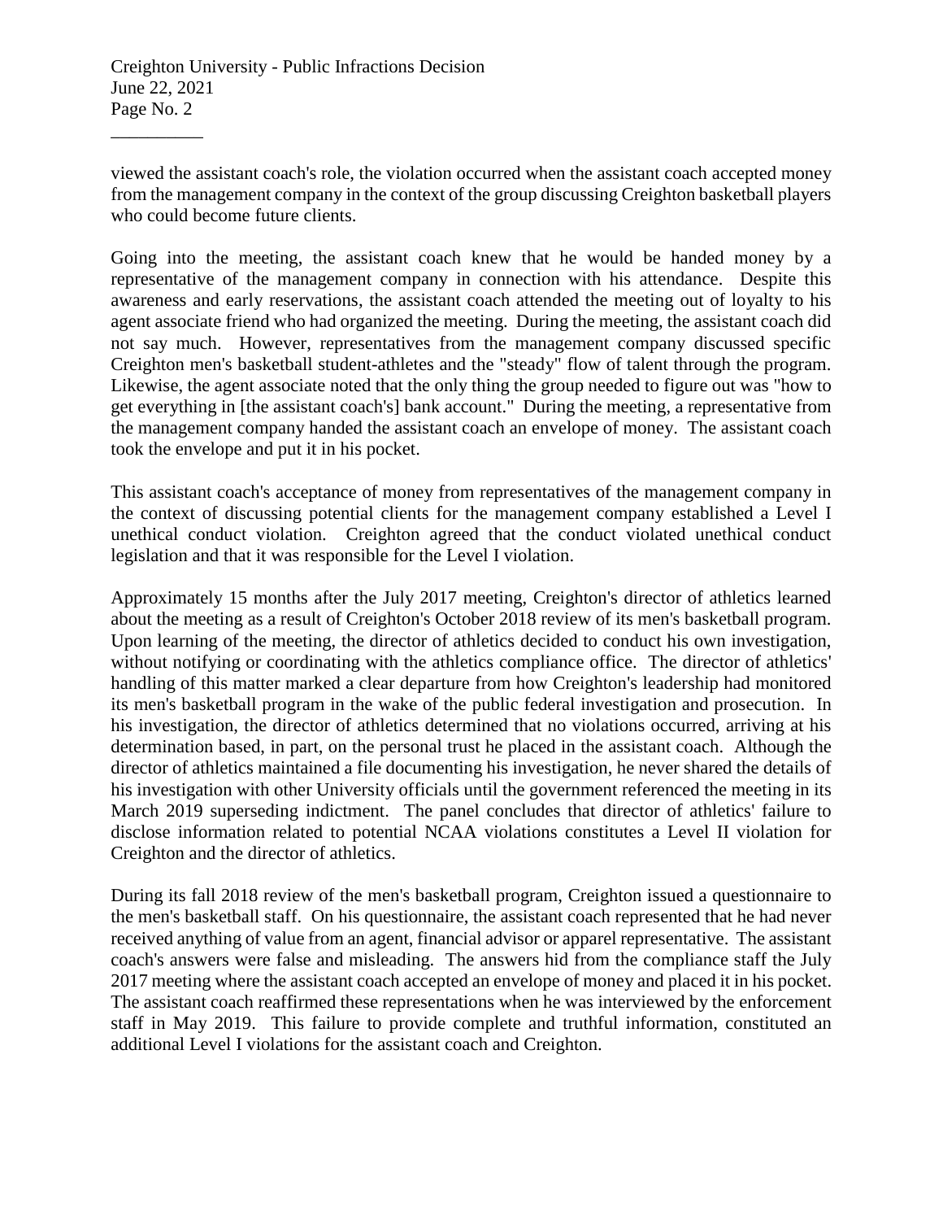viewed the assistant coach's role, the violation occurred when the assistant coach accepted money from the management company in the context of the group discussing Creighton basketball players who could become future clients.

Going into the meeting, the assistant coach knew that he would be handed money by a representative of the management company in connection with his attendance. Despite this awareness and early reservations, the assistant coach attended the meeting out of loyalty to his agent associate friend who had organized the meeting. During the meeting, the assistant coach did not say much. However, representatives from the management company discussed specific Creighton men's basketball student-athletes and the "steady" flow of talent through the program. Likewise, the agent associate noted that the only thing the group needed to figure out was "how to get everything in [the assistant coach's] bank account." During the meeting, a representative from the management company handed the assistant coach an envelope of money. The assistant coach took the envelope and put it in his pocket.

This assistant coach's acceptance of money from representatives of the management company in the context of discussing potential clients for the management company established a Level I unethical conduct violation. Creighton agreed that the conduct violated unethical conduct legislation and that it was responsible for the Level I violation.

Approximately 15 months after the July 2017 meeting, Creighton's director of athletics learned about the meeting as a result of Creighton's October 2018 review of its men's basketball program. Upon learning of the meeting, the director of athletics decided to conduct his own investigation, without notifying or coordinating with the athletics compliance office. The director of athletics' handling of this matter marked a clear departure from how Creighton's leadership had monitored its men's basketball program in the wake of the public federal investigation and prosecution. In his investigation, the director of athletics determined that no violations occurred, arriving at his determination based, in part, on the personal trust he placed in the assistant coach. Although the director of athletics maintained a file documenting his investigation, he never shared the details of his investigation with other University officials until the government referenced the meeting in its March 2019 superseding indictment. The panel concludes that director of athletics' failure to disclose information related to potential NCAA violations constitutes a Level II violation for Creighton and the director of athletics.

During its fall 2018 review of the men's basketball program, Creighton issued a questionnaire to the men's basketball staff. On his questionnaire, the assistant coach represented that he had never received anything of value from an agent, financial advisor or apparel representative. The assistant coach's answers were false and misleading. The answers hid from the compliance staff the July 2017 meeting where the assistant coach accepted an envelope of money and placed it in his pocket. The assistant coach reaffirmed these representations when he was interviewed by the enforcement staff in May 2019. This failure to provide complete and truthful information, constituted an additional Level I violations for the assistant coach and Creighton.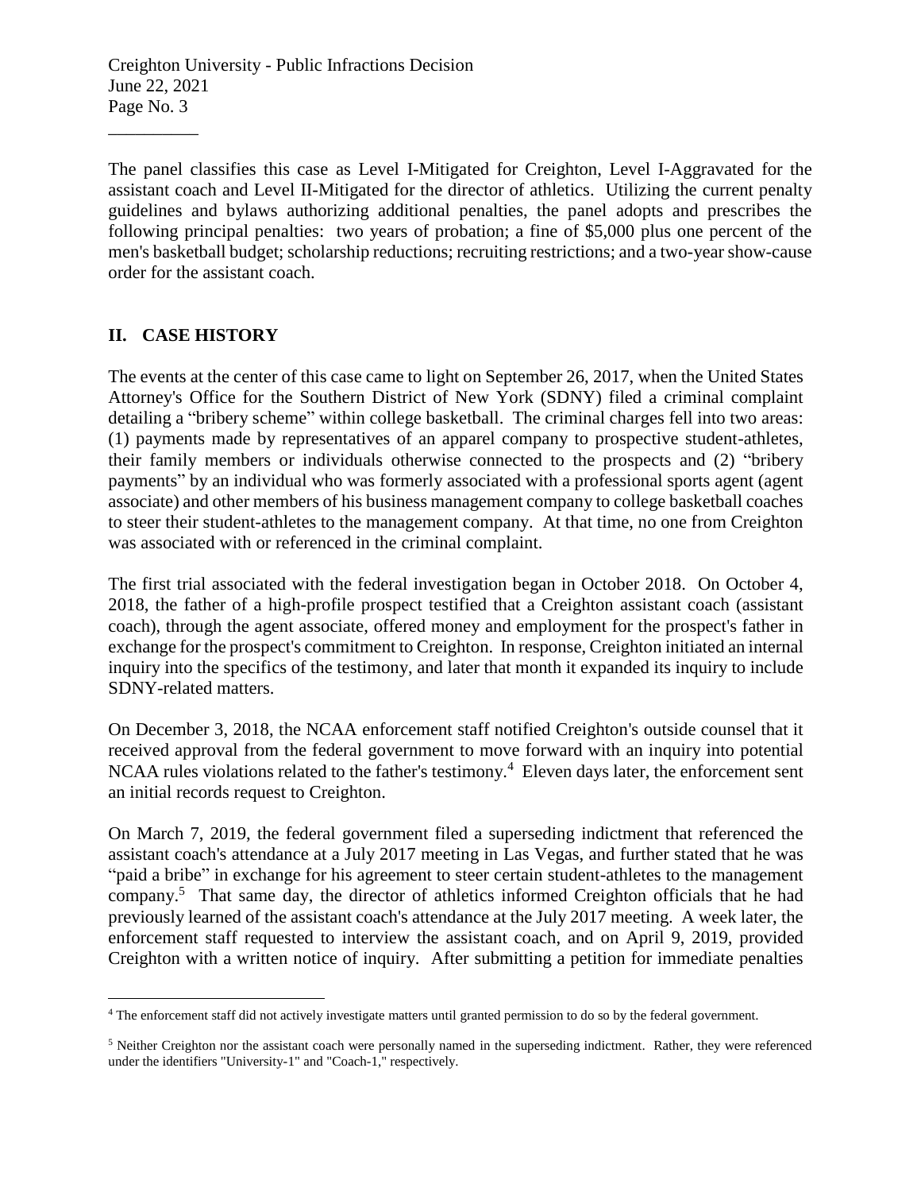The panel classifies this case as Level I-Mitigated for Creighton, Level I-Aggravated for the assistant coach and Level II-Mitigated for the director of athletics. Utilizing the current penalty guidelines and bylaws authorizing additional penalties, the panel adopts and prescribes the following principal penalties: two years of probation; a fine of $5,000 plus one percent of the men's basketball budget; scholarship reductions; recruiting restrictions; and a two-year show-cause order for the assistant coach.

## II. CASE HISTORY

The events at the center of this case came to light on September 26, 2017, when the United States Attorney's Office for the Southern District of New York (SDNY) filed a criminal complaint detailing a "bribery scheme" within college basketball. The criminal charges fell into two areas: (1) payments made by representatives of an apparel company to prospective student-athletes, their family members or individuals otherwise connected to the prospects and (2) "bribery payments" by an individual who was formerly associated with a professional sports agent (agent associate) and other members of his business management company to college basketball coaches to steer their student-athletes to the management company. At that time, no one from Creighton was associated with or referenced in the criminal complaint.

The first trial associated with the federal investigation began in October 2018. On October 4, 2018, the father of a high-profile prospect testified that a Creighton assistant coach (assistant coach), through the agent associate, offered money and employment for the prospect's father in exchange for the prospect's commitment to Creighton. In response, Creighton initiated an internal inquiry into the specifics of the testimony, and later that month it expanded its inquiry to include SDNY-related matters.

On December 3, 2018, the NCAA enforcement staff notified Creighton's outside counsel that it received approval from the federal government to move forward with an inquiry into potential NCAA rules violations related to the father's testimony.[4] Eleven days later, the enforcement sent an initial records request to Creighton.

On March 7, 2019, the federal government filed a superseding indictment that referenced the assistant coach's attendance at a July 2017 meeting in Las Vegas, and further stated that he was "paid a bribe" in exchange for his agreement to steer certain student-athletes to the management company.[5] That same day, the director of athletics informed Creighton officials that he had previously learned of the assistant coach's attendance at the July 2017 meeting. A week later, the enforcement staff requested to interview the assistant coach, and on April 9, 2019, provided Creighton with a written notice of inquiry. After submitting a petition for immediate penalties

---

[4] The enforcement staff did not actively investigate matters until granted permission to do so by the federal government.

[5] Neither Creighton nor the assistant coach were personally named in the superseding indictment. Rather, they were referenced under the identifiers "University-1" and "Coach-1," respectively.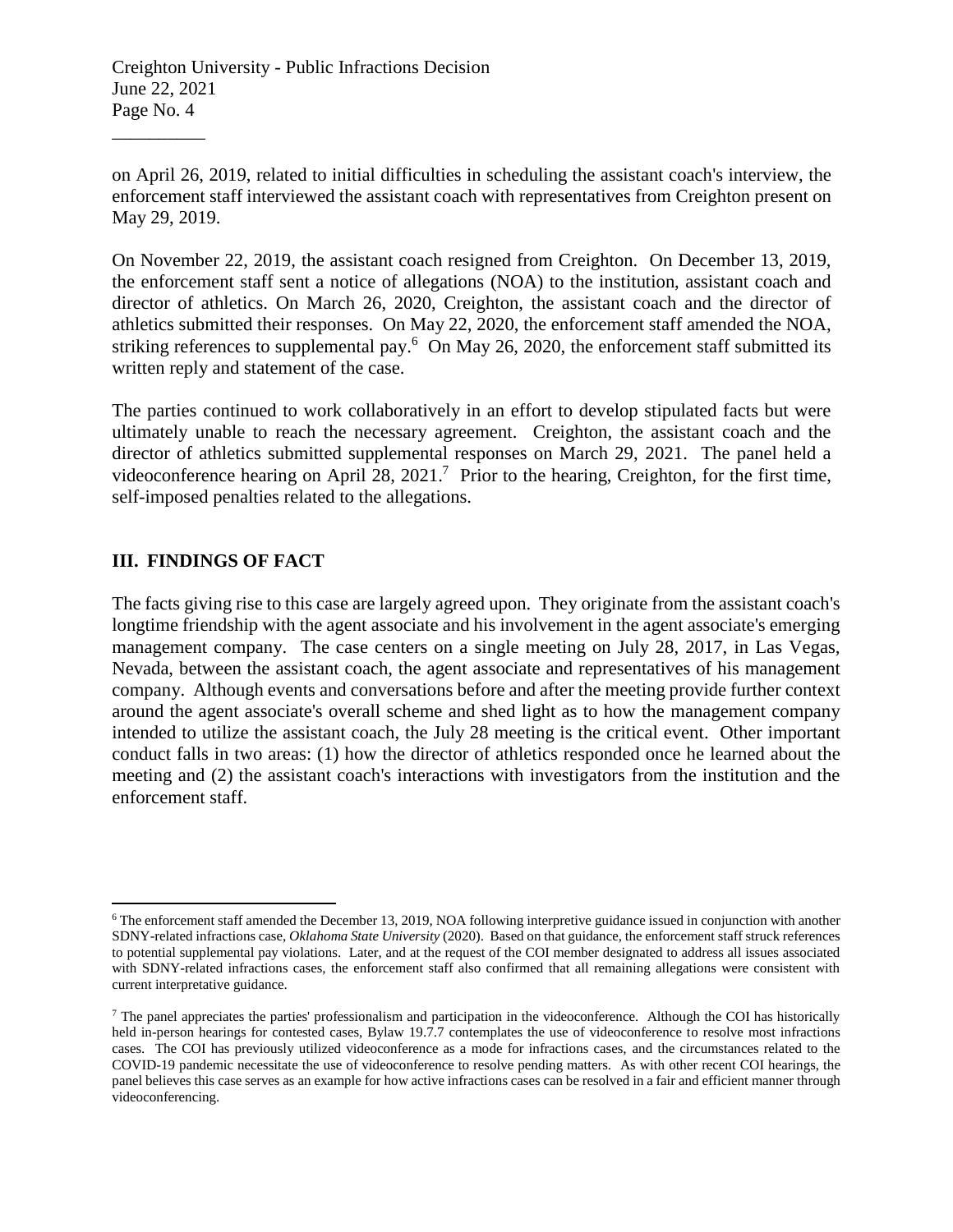on April 26, 2019, related to initial difficulties in scheduling the assistant coach's interview, the enforcement staff interviewed the assistant coach with representatives from Creighton present on May 29, 2019.

On November 22, 2019, the assistant coach resigned from Creighton. On December 13, 2019, the enforcement staff sent a notice of allegations (NOA) to the institution, assistant coach and director of athletics. On March 26, 2020, Creighton, the assistant coach and the director of athletics submitted their responses. On May 22, 2020, the enforcement staff amended the NOA, striking references to supplemental pay.[6] On May 26, 2020, the enforcement staff submitted its written reply and statement of the case.

The parties continued to work collaboratively in an effort to develop stipulated facts but were ultimately unable to reach the necessary agreement. Creighton, the assistant coach and the director of athletics submitted supplemental responses on March 29, 2021. The panel held a videoconference hearing on April 28, 2021.[7] Prior to the hearing, Creighton, for the first time, self-imposed penalties related to the allegations.

## III. FINDINGS OF FACT

The facts giving rise to this case are largely agreed upon. They originate from the assistant coach's longtime friendship with the agent associate and his involvement in the agent associate's emerging management company. The case centers on a single meeting on July 28, 2017, in Las Vegas, Nevada, between the assistant coach, the agent associate and representatives of his management company. Although events and conversations before and after the meeting provide further context around the agent associate's overall scheme and shed light as to how the management company intended to utilize the assistant coach, the July 28 meeting is the critical event. Other important conduct falls in two areas: (1) how the director of athletics responded once he learned about the meeting and (2) the assistant coach's interactions with investigators from the institution and the enforcement staff.

---

[6] The enforcement staff amended the December 13, 2019, NOA following interpretive guidance issued in conjunction with another SDNY-related infractions case, *Oklahoma State University* (2020). Based on that guidance, the enforcement staff struck references to potential supplemental pay violations. Later, and at the request of the COI member designated to address all issues associated with SDNY-related infractions cases, the enforcement staff also confirmed that all remaining allegations were consistent with current interpretative guidance.

[7] The panel appreciates the parties' professionalism and participation in the videoconference. Although the COI has historically held in-person hearings for contested cases, Bylaw 19.7.7 contemplates the use of videoconference to resolve most infractions cases. The COI has previously utilized videoconference as a mode for infractions cases, and the circumstances related to the COVID-19 pandemic necessitate the use of videoconference to resolve pending matters. As with other recent COI hearings, the panel believes this case serves as an example for how active infractions cases can be resolved in a fair and efficient manner through videoconferencing.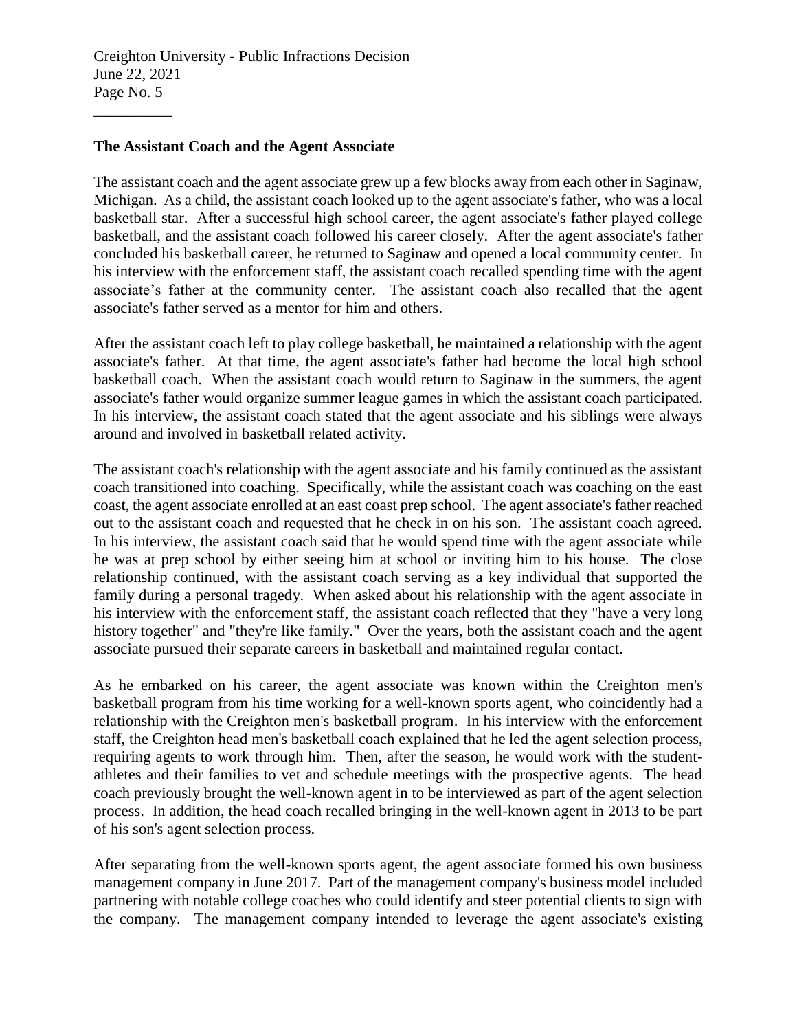**The Assistant Coach and the Agent Associate**

The assistant coach and the agent associate grew up a few blocks away from each other in Saginaw, Michigan. As a child, the assistant coach looked up to the agent associate's father, who was a local basketball star. After a successful high school career, the agent associate's father played college basketball, and the assistant coach followed his career closely. After the agent associate's father concluded his basketball career, he returned to Saginaw and opened a local community center. In his interview with the enforcement staff, the assistant coach recalled spending time with the agent associate's father at the community center. The assistant coach also recalled that the agent associate's father served as a mentor for him and others.

After the assistant coach left to play college basketball, he maintained a relationship with the agent associate's father. At that time, the agent associate's father had become the local high school basketball coach. When the assistant coach would return to Saginaw in the summers, the agent associate's father would organize summer league games in which the assistant coach participated. In his interview, the assistant coach stated that the agent associate and his siblings were always around and involved in basketball related activity.

The assistant coach's relationship with the agent associate and his family continued as the assistant coach transitioned into coaching. Specifically, while the assistant coach was coaching on the east coast, the agent associate enrolled at an east coast prep school. The agent associate's father reached out to the assistant coach and requested that he check in on his son. The assistant coach agreed. In his interview, the assistant coach said that he would spend time with the agent associate while he was at prep school by either seeing him at school or inviting him to his house. The close relationship continued, with the assistant coach serving as a key individual that supported the family during a personal tragedy. When asked about his relationship with the agent associate in his interview with the enforcement staff, the assistant coach reflected that they "have a very long history together" and "they're like family." Over the years, both the assistant coach and the agent associate pursued their separate careers in basketball and maintained regular contact.

As he embarked on his career, the agent associate was known within the Creighton men's basketball program from his time working for a well-known sports agent, who coincidently had a relationship with the Creighton men's basketball program. In his interview with the enforcement staff, the Creighton head men's basketball coach explained that he led the agent selection process, requiring agents to work through him. Then, after the season, he would work with the student-athletes and their families to vet and schedule meetings with the prospective agents. The head coach previously brought the well-known agent in to be interviewed as part of the agent selection process. In addition, the head coach recalled bringing in the well-known agent in 2013 to be part of his son's agent selection process.

After separating from the well-known sports agent, the agent associate formed his own business management company in June 2017. Part of the management company's business model included partnering with notable college coaches who could identify and steer potential clients to sign with the company. The management company intended to leverage the agent associate's existing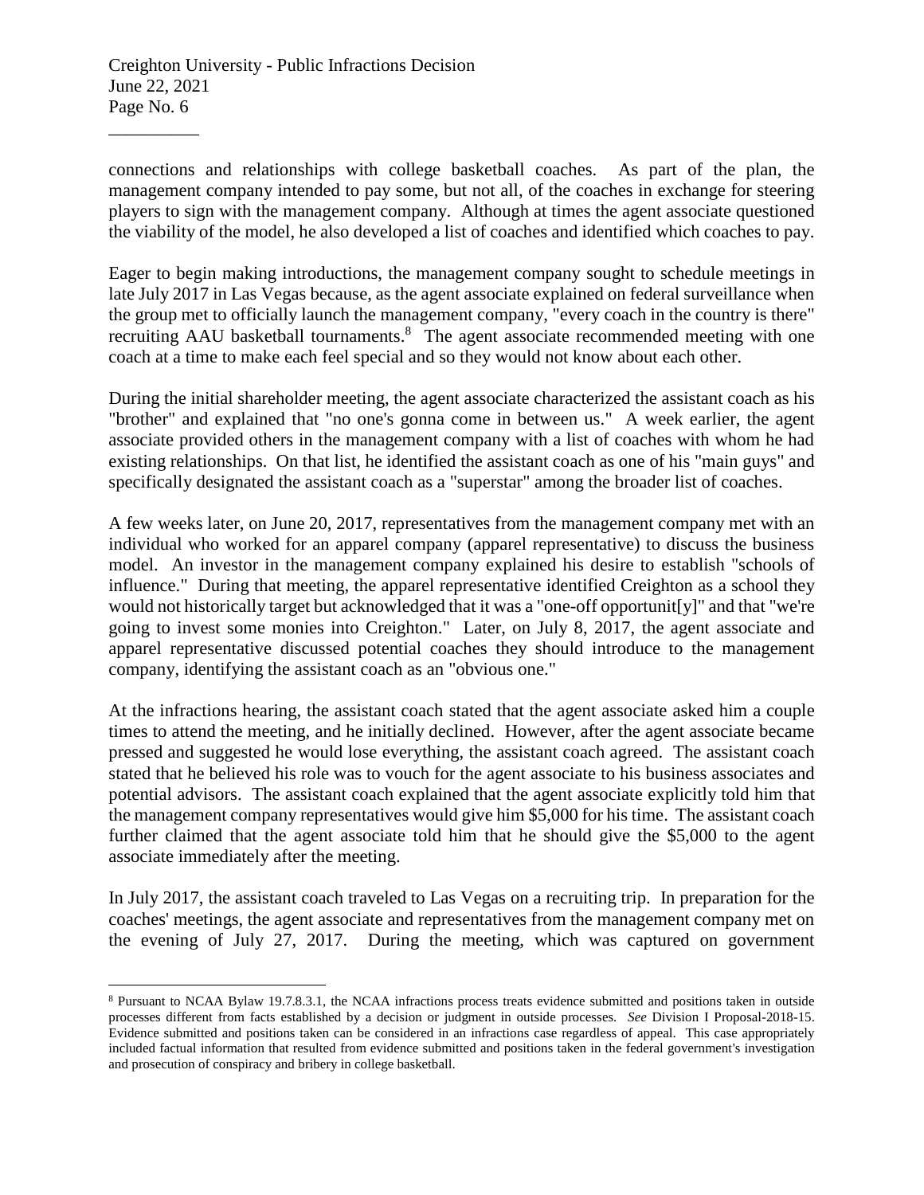connections and relationships with college basketball coaches. As part of the plan, the management company intended to pay some, but not all, of the coaches in exchange for steering players to sign with the management company. Although at times the agent associate questioned the viability of the model, he also developed a list of coaches and identified which coaches to pay.

Eager to begin making introductions, the management company sought to schedule meetings in late July 2017 in Las Vegas because, as the agent associate explained on federal surveillance when the group met to officially launch the management company, "every coach in the country is there" recruiting AAU basketball tournaments.[8] The agent associate recommended meeting with one coach at a time to make each feel special and so they would not know about each other.

During the initial shareholder meeting, the agent associate characterized the assistant coach as his "brother" and explained that "no one's gonna come in between us." A week earlier, the agent associate provided others in the management company with a list of coaches with whom he had existing relationships. On that list, he identified the assistant coach as one of his "main guys" and specifically designated the assistant coach as a "superstar" among the broader list of coaches.

A few weeks later, on June 20, 2017, representatives from the management company met with an individual who worked for an apparel company (apparel representative) to discuss the business model. An investor in the management company explained his desire to establish "schools of influence." During that meeting, the apparel representative identified Creighton as a school they would not historically target but acknowledged that it was a "one-off opportunit[y]" and that "we're going to invest some monies into Creighton." Later, on July 8, 2017, the agent associate and apparel representative discussed potential coaches they should introduce to the management company, identifying the assistant coach as an "obvious one."

At the infractions hearing, the assistant coach stated that the agent associate asked him a couple times to attend the meeting, and he initially declined. However, after the agent associate became pressed and suggested he would lose everything, the assistant coach agreed. The assistant coach stated that he believed his role was to vouch for the agent associate to his business associates and potential advisors. The assistant coach explained that the agent associate explicitly told him that the management company representatives would give him $5,000 for his time. The assistant coach further claimed that the agent associate told him that he should give the $5,000 to the agent associate immediately after the meeting.

In July 2017, the assistant coach traveled to Las Vegas on a recruiting trip. In preparation for the coaches' meetings, the agent associate and representatives from the management company met on the evening of July 27, 2017. During the meeting, which was captured on government

---

[8] Pursuant to NCAA Bylaw 19.7.8.3.1, the NCAA infractions process treats evidence submitted and positions taken in outside processes different from facts established by a decision or judgment in outside processes. *See* Division I Proposal-2018-15. Evidence submitted and positions taken can be considered in an infractions case regardless of appeal. This case appropriately included factual information that resulted from evidence submitted and positions taken in the federal government's investigation and prosecution of conspiracy and bribery in college basketball.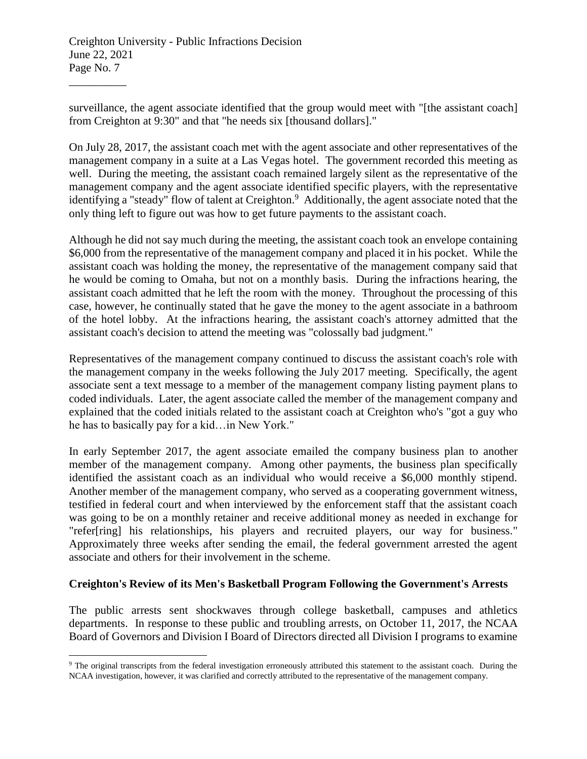surveillance, the agent associate identified that the group would meet with "[the assistant coach] from Creighton at 9:30" and that "he needs six [thousand dollars]."

On July 28, 2017, the assistant coach met with the agent associate and other representatives of the management company in a suite at a Las Vegas hotel. The government recorded this meeting as well. During the meeting, the assistant coach remained largely silent as the representative of the management company and the agent associate identified specific players, with the representative identifying a "steady" flow of talent at Creighton.[9] Additionally, the agent associate noted that the only thing left to figure out was how to get future payments to the assistant coach.

Although he did not say much during the meeting, the assistant coach took an envelope containing $6,000 from the representative of the management company and placed it in his pocket. While the assistant coach was holding the money, the representative of the management company said that he would be coming to Omaha, but not on a monthly basis. During the infractions hearing, the assistant coach admitted that he left the room with the money. Throughout the processing of this case, however, he continually stated that he gave the money to the agent associate in a bathroom of the hotel lobby. At the infractions hearing, the assistant coach's attorney admitted that the assistant coach's decision to attend the meeting was "colossally bad judgment."

Representatives of the management company continued to discuss the assistant coach's role with the management company in the weeks following the July 2017 meeting. Specifically, the agent associate sent a text message to a member of the management company listing payment plans to coded individuals. Later, the agent associate called the member of the management company and explained that the coded initials related to the assistant coach at Creighton who's "got a guy who he has to basically pay for a kid…in New York."

In early September 2017, the agent associate emailed the company business plan to another member of the management company. Among other payments, the business plan specifically identified the assistant coach as an individual who would receive a $6,000 monthly stipend. Another member of the management company, who served as a cooperating government witness, testified in federal court and when interviewed by the enforcement staff that the assistant coach was going to be on a monthly retainer and receive additional money as needed in exchange for "refer[ring] his relationships, his players and recruited players, our way for business." Approximately three weeks after sending the email, the federal government arrested the agent associate and others for their involvement in the scheme.

**Creighton's Review of its Men's Basketball Program Following the Government's Arrests**

The public arrests sent shockwaves through college basketball, campuses and athletics departments. In response to these public and troubling arrests, on October 11, 2017, the NCAA Board of Governors and Division I Board of Directors directed all Division I programs to examine

[9] The original transcripts from the federal investigation erroneously attributed this statement to the assistant coach. During the NCAA investigation, however, it was clarified and correctly attributed to the representative of the management company.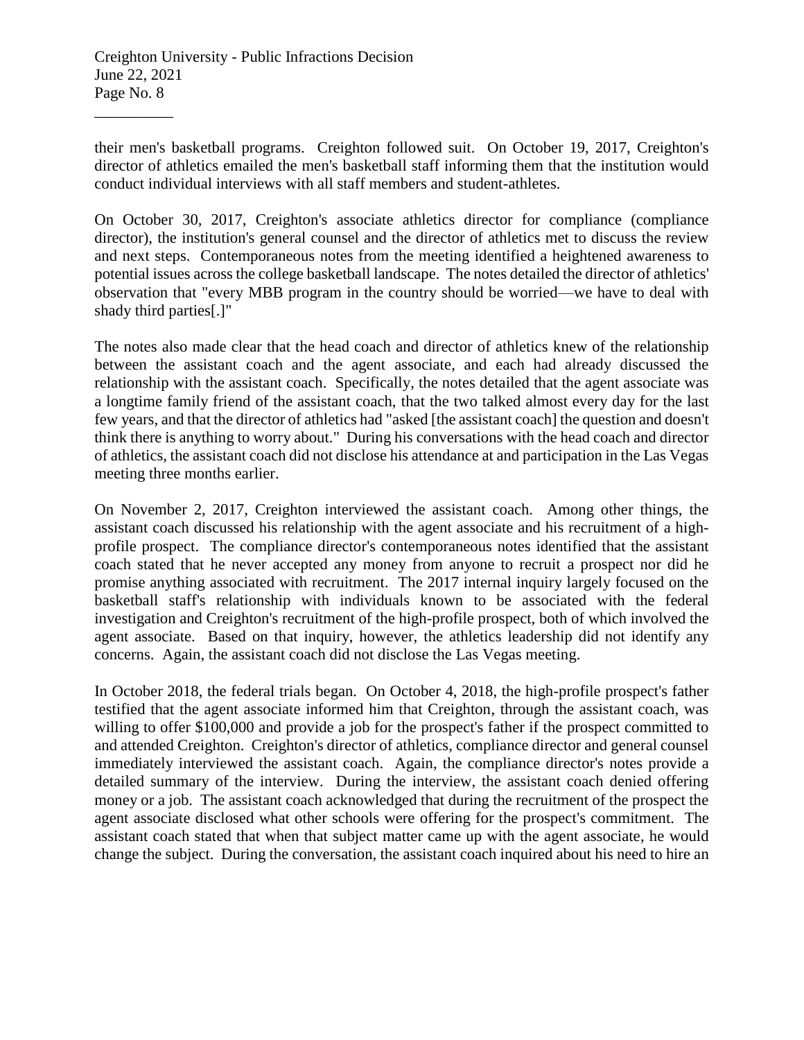their men's basketball programs. Creighton followed suit. On October 19, 2017, Creighton's director of athletics emailed the men's basketball staff informing them that the institution would conduct individual interviews with all staff members and student-athletes.

On October 30, 2017, Creighton's associate athletics director for compliance (compliance director), the institution's general counsel and the director of athletics met to discuss the review and next steps. Contemporaneous notes from the meeting identified a heightened awareness to potential issues across the college basketball landscape. The notes detailed the director of athletics' observation that "every MBB program in the country should be worried—we have to deal with shady third parties[.]"

The notes also made clear that the head coach and director of athletics knew of the relationship between the assistant coach and the agent associate, and each had already discussed the relationship with the assistant coach. Specifically, the notes detailed that the agent associate was a longtime family friend of the assistant coach, that the two talked almost every day for the last few years, and that the director of athletics had "asked [the assistant coach] the question and doesn't think there is anything to worry about." During his conversations with the head coach and director of athletics, the assistant coach did not disclose his attendance at and participation in the Las Vegas meeting three months earlier.

On November 2, 2017, Creighton interviewed the assistant coach. Among other things, the assistant coach discussed his relationship with the agent associate and his recruitment of a high-profile prospect. The compliance director's contemporaneous notes identified that the assistant coach stated that he never accepted any money from anyone to recruit a prospect nor did he promise anything associated with recruitment. The 2017 internal inquiry largely focused on the basketball staff's relationship with individuals known to be associated with the federal investigation and Creighton's recruitment of the high-profile prospect, both of which involved the agent associate. Based on that inquiry, however, the athletics leadership did not identify any concerns. Again, the assistant coach did not disclose the Las Vegas meeting.

In October 2018, the federal trials began. On October 4, 2018, the high-profile prospect's father testified that the agent associate informed him that Creighton, through the assistant coach, was willing to offer $100,000 and provide a job for the prospect's father if the prospect committed to and attended Creighton. Creighton's director of athletics, compliance director and general counsel immediately interviewed the assistant coach. Again, the compliance director's notes provide a detailed summary of the interview. During the interview, the assistant coach denied offering money or a job. The assistant coach acknowledged that during the recruitment of the prospect the agent associate disclosed what other schools were offering for the prospect's commitment. The assistant coach stated that when that subject matter came up with the agent associate, he would change the subject. During the conversation, the assistant coach inquired about his need to hire an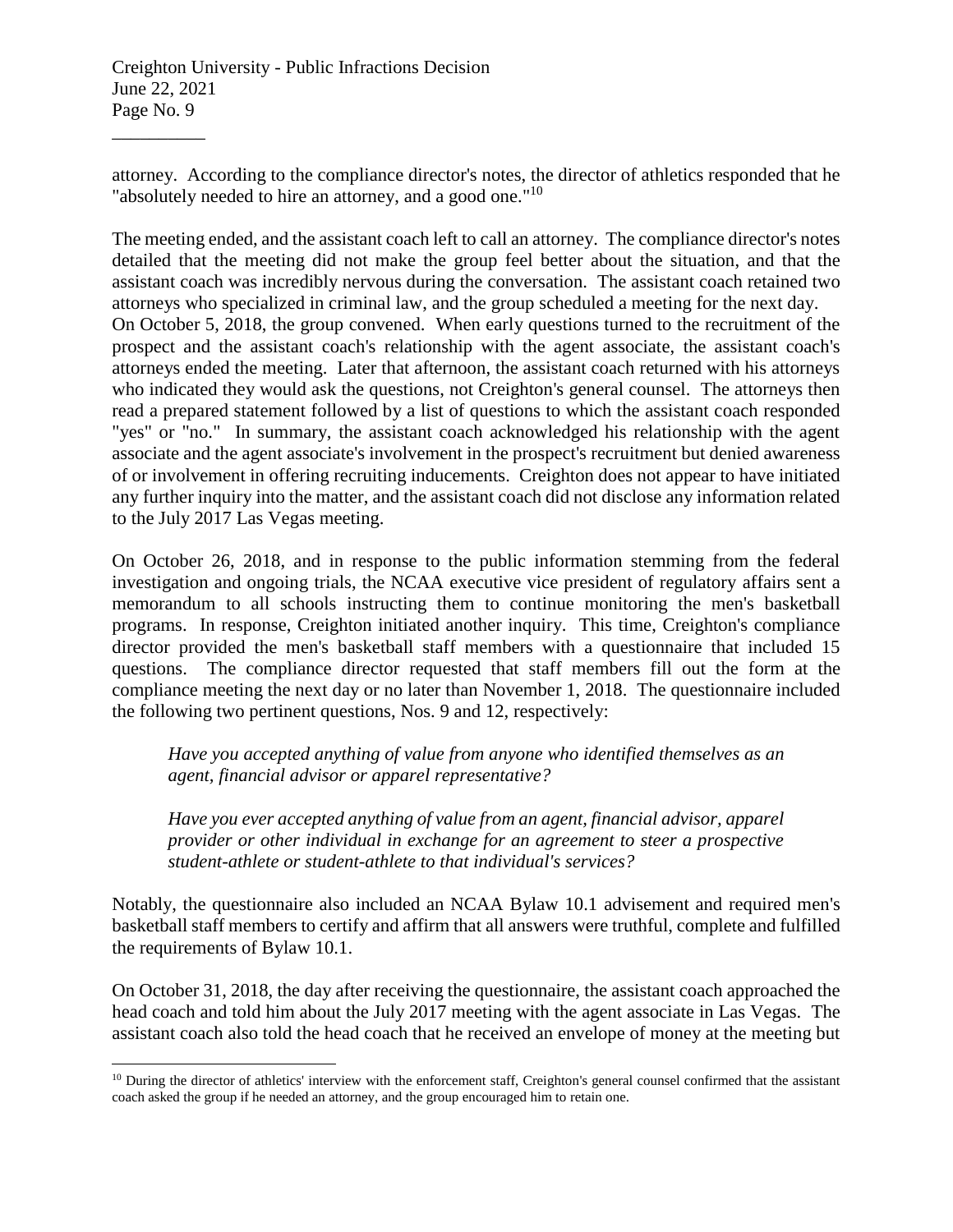attorney. According to the compliance director's notes, the director of athletics responded that he "absolutely needed to hire an attorney, and a good one."[10]

The meeting ended, and the assistant coach left to call an attorney. The compliance director's notes detailed that the meeting did not make the group feel better about the situation, and that the assistant coach was incredibly nervous during the conversation. The assistant coach retained two attorneys who specialized in criminal law, and the group scheduled a meeting for the next day. On October 5, 2018, the group convened. When early questions turned to the recruitment of the prospect and the assistant coach's relationship with the agent associate, the assistant coach's attorneys ended the meeting. Later that afternoon, the assistant coach returned with his attorneys who indicated they would ask the questions, not Creighton's general counsel. The attorneys then read a prepared statement followed by a list of questions to which the assistant coach responded "yes" or "no." In summary, the assistant coach acknowledged his relationship with the agent associate and the agent associate's involvement in the prospect's recruitment but denied awareness of or involvement in offering recruiting inducements. Creighton does not appear to have initiated any further inquiry into the matter, and the assistant coach did not disclose any information related to the July 2017 Las Vegas meeting.

On October 26, 2018, and in response to the public information stemming from the federal investigation and ongoing trials, the NCAA executive vice president of regulatory affairs sent a memorandum to all schools instructing them to continue monitoring the men's basketball programs. In response, Creighton initiated another inquiry. This time, Creighton's compliance director provided the men's basketball staff members with a questionnaire that included 15 questions. The compliance director requested that staff members fill out the form at the compliance meeting the next day or no later than November 1, 2018. The questionnaire included the following two pertinent questions, Nos. 9 and 12, respectively:

> *Have you accepted anything of value from anyone who identified themselves as an agent, financial advisor or apparel representative?*
>
> *Have you ever accepted anything of value from an agent, financial advisor, apparel provider or other individual in exchange for an agreement to steer a prospective student-athlete or student-athlete to that individual's services?*

Notably, the questionnaire also included an NCAA Bylaw 10.1 advisement and required men's basketball staff members to certify and affirm that all answers were truthful, complete and fulfilled the requirements of Bylaw 10.1.

On October 31, 2018, the day after receiving the questionnaire, the assistant coach approached the head coach and told him about the July 2017 meeting with the agent associate in Las Vegas. The assistant coach also told the head coach that he received an envelope of money at the meeting but

[10] During the director of athletics' interview with the enforcement staff, Creighton's general counsel confirmed that the assistant coach asked the group if he needed an attorney, and the group encouraged him to retain one.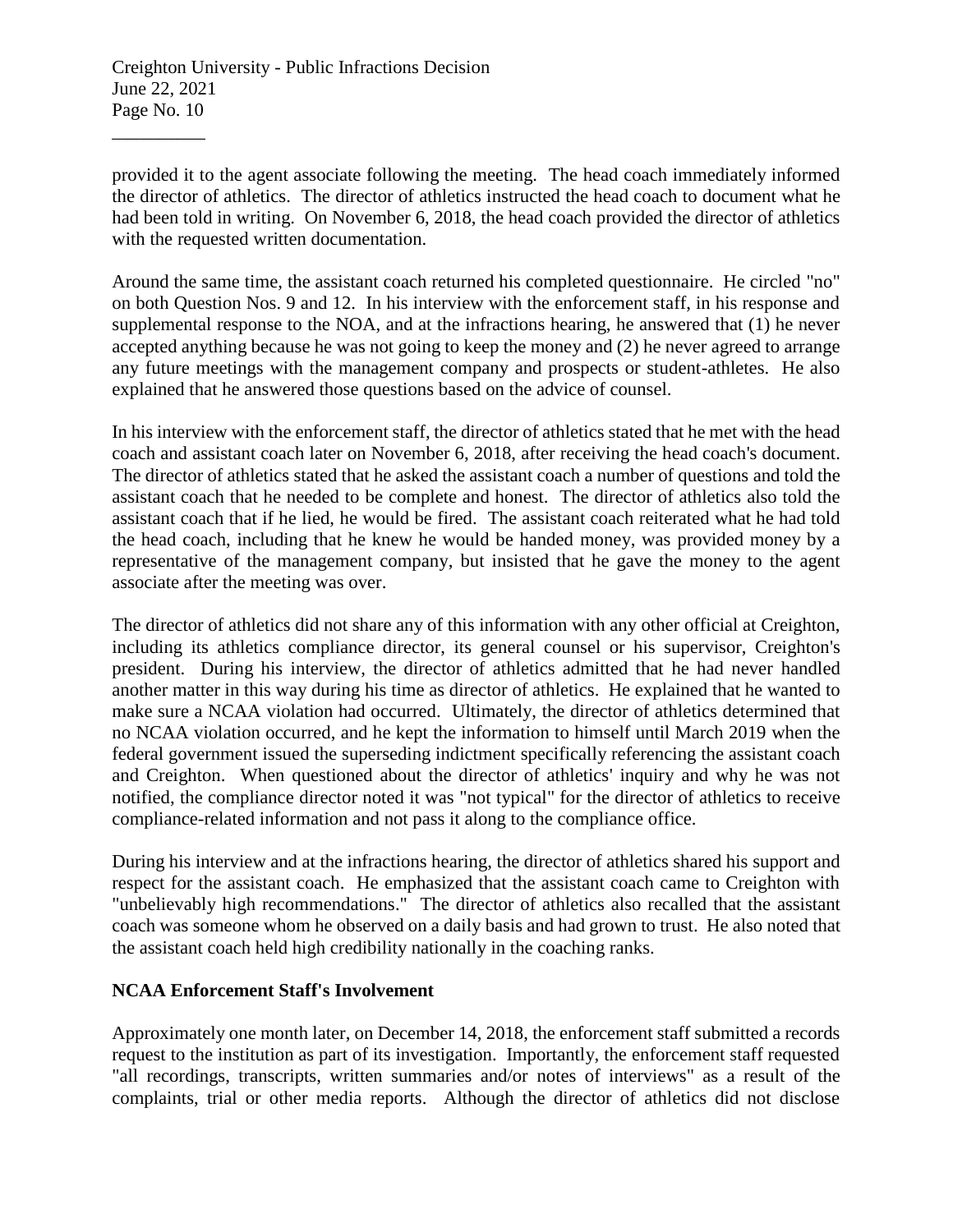provided it to the agent associate following the meeting. The head coach immediately informed the director of athletics. The director of athletics instructed the head coach to document what he had been told in writing. On November 6, 2018, the head coach provided the director of athletics with the requested written documentation.

Around the same time, the assistant coach returned his completed questionnaire. He circled "no" on both Question Nos. 9 and 12. In his interview with the enforcement staff, in his response and supplemental response to the NOA, and at the infractions hearing, he answered that (1) he never accepted anything because he was not going to keep the money and (2) he never agreed to arrange any future meetings with the management company and prospects or student-athletes. He also explained that he answered those questions based on the advice of counsel.

In his interview with the enforcement staff, the director of athletics stated that he met with the head coach and assistant coach later on November 6, 2018, after receiving the head coach's document. The director of athletics stated that he asked the assistant coach a number of questions and told the assistant coach that he needed to be complete and honest. The director of athletics also told the assistant coach that if he lied, he would be fired. The assistant coach reiterated what he had told the head coach, including that he knew he would be handed money, was provided money by a representative of the management company, but insisted that he gave the money to the agent associate after the meeting was over.

The director of athletics did not share any of this information with any other official at Creighton, including its athletics compliance director, its general counsel or his supervisor, Creighton's president. During his interview, the director of athletics admitted that he had never handled another matter in this way during his time as director of athletics. He explained that he wanted to make sure a NCAA violation had occurred. Ultimately, the director of athletics determined that no NCAA violation occurred, and he kept the information to himself until March 2019 when the federal government issued the superseding indictment specifically referencing the assistant coach and Creighton. When questioned about the director of athletics' inquiry and why he was not notified, the compliance director noted it was "not typical" for the director of athletics to receive compliance-related information and not pass it along to the compliance office.

During his interview and at the infractions hearing, the director of athletics shared his support and respect for the assistant coach. He emphasized that the assistant coach came to Creighton with "unbelievably high recommendations." The director of athletics also recalled that the assistant coach was someone whom he observed on a daily basis and had grown to trust. He also noted that the assistant coach held high credibility nationally in the coaching ranks.

**NCAA Enforcement Staff's Involvement**

Approximately one month later, on December 14, 2018, the enforcement staff submitted a records request to the institution as part of its investigation. Importantly, the enforcement staff requested "all recordings, transcripts, written summaries and/or notes of interviews" as a result of the complaints, trial or other media reports. Although the director of athletics did not disclose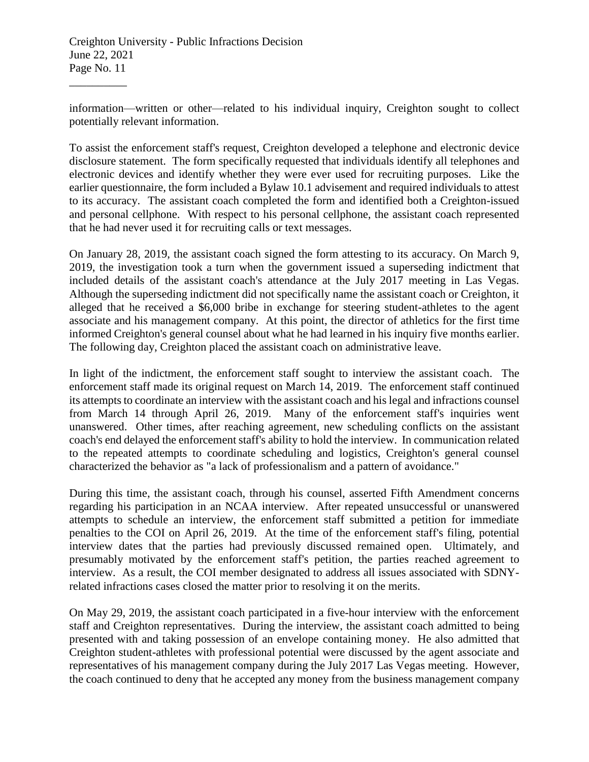information—written or other—related to his individual inquiry, Creighton sought to collect potentially relevant information.

To assist the enforcement staff's request, Creighton developed a telephone and electronic device disclosure statement. The form specifically requested that individuals identify all telephones and electronic devices and identify whether they were ever used for recruiting purposes. Like the earlier questionnaire, the form included a Bylaw 10.1 advisement and required individuals to attest to its accuracy. The assistant coach completed the form and identified both a Creighton-issued and personal cellphone. With respect to his personal cellphone, the assistant coach represented that he had never used it for recruiting calls or text messages.

On January 28, 2019, the assistant coach signed the form attesting to its accuracy. On March 9, 2019, the investigation took a turn when the government issued a superseding indictment that included details of the assistant coach's attendance at the July 2017 meeting in Las Vegas. Although the superseding indictment did not specifically name the assistant coach or Creighton, it alleged that he received a $6,000 bribe in exchange for steering student-athletes to the agent associate and his management company. At this point, the director of athletics for the first time informed Creighton's general counsel about what he had learned in his inquiry five months earlier. The following day, Creighton placed the assistant coach on administrative leave.

In light of the indictment, the enforcement staff sought to interview the assistant coach. The enforcement staff made its original request on March 14, 2019. The enforcement staff continued its attempts to coordinate an interview with the assistant coach and his legal and infractions counsel from March 14 through April 26, 2019. Many of the enforcement staff's inquiries went unanswered. Other times, after reaching agreement, new scheduling conflicts on the assistant coach's end delayed the enforcement staff's ability to hold the interview. In communication related to the repeated attempts to coordinate scheduling and logistics, Creighton's general counsel characterized the behavior as "a lack of professionalism and a pattern of avoidance."

During this time, the assistant coach, through his counsel, asserted Fifth Amendment concerns regarding his participation in an NCAA interview. After repeated unsuccessful or unanswered attempts to schedule an interview, the enforcement staff submitted a petition for immediate penalties to the COI on April 26, 2019. At the time of the enforcement staff's filing, potential interview dates that the parties had previously discussed remained open. Ultimately, and presumably motivated by the enforcement staff's petition, the parties reached agreement to interview. As a result, the COI member designated to address all issues associated with SDNY-related infractions cases closed the matter prior to resolving it on the merits.

On May 29, 2019, the assistant coach participated in a five-hour interview with the enforcement staff and Creighton representatives. During the interview, the assistant coach admitted to being presented with and taking possession of an envelope containing money. He also admitted that Creighton student-athletes with professional potential were discussed by the agent associate and representatives of his management company during the July 2017 Las Vegas meeting. However, the coach continued to deny that he accepted any money from the business management company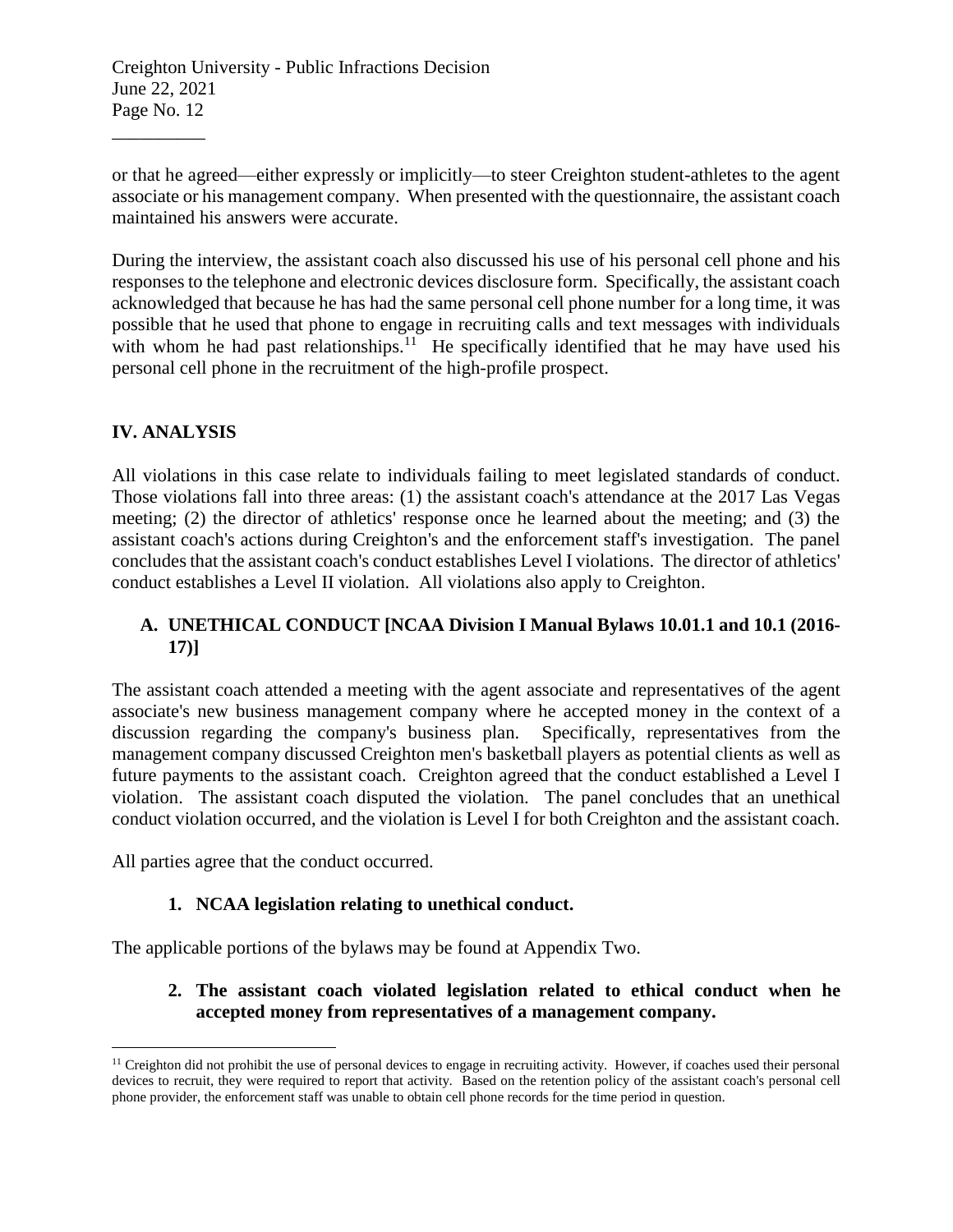or that he agreed—either expressly or implicitly—to steer Creighton student-athletes to the agent associate or his management company. When presented with the questionnaire, the assistant coach maintained his answers were accurate.

During the interview, the assistant coach also discussed his use of his personal cell phone and his responses to the telephone and electronic devices disclosure form. Specifically, the assistant coach acknowledged that because he has had the same personal cell phone number for a long time, it was possible that he used that phone to engage in recruiting calls and text messages with individuals with whom he had past relationships.[11] He specifically identified that he may have used his personal cell phone in the recruitment of the high-profile prospect.

## IV. ANALYSIS

All violations in this case relate to individuals failing to meet legislated standards of conduct. Those violations fall into three areas: (1) the assistant coach's attendance at the 2017 Las Vegas meeting; (2) the director of athletics' response once he learned about the meeting; and (3) the assistant coach's actions during Creighton's and the enforcement staff's investigation. The panel concludes that the assistant coach's conduct establishes Level I violations. The director of athletics' conduct establishes a Level II violation. All violations also apply to Creighton.

### A. UNETHICAL CONDUCT [NCAA Division I Manual Bylaws 10.01.1 and 10.1 (2016-17)]

The assistant coach attended a meeting with the agent associate and representatives of the agent associate's new business management company where he accepted money in the context of a discussion regarding the company's business plan. Specifically, representatives from the management company discussed Creighton men's basketball players as potential clients as well as future payments to the assistant coach. Creighton agreed that the conduct established a Level I violation. The assistant coach disputed the violation. The panel concludes that an unethical conduct violation occurred, and the violation is Level I for both Creighton and the assistant coach.

All parties agree that the conduct occurred.

#### 1. NCAA legislation relating to unethical conduct.

The applicable portions of the bylaws may be found at Appendix Two.

#### 2. The assistant coach violated legislation related to ethical conduct when he accepted money from representatives of a management company.

[11] Creighton did not prohibit the use of personal devices to engage in recruiting activity. However, if coaches used their personal devices to recruit, they were required to report that activity. Based on the retention policy of the assistant coach's personal cell phone provider, the enforcement staff was unable to obtain cell phone records for the time period in question.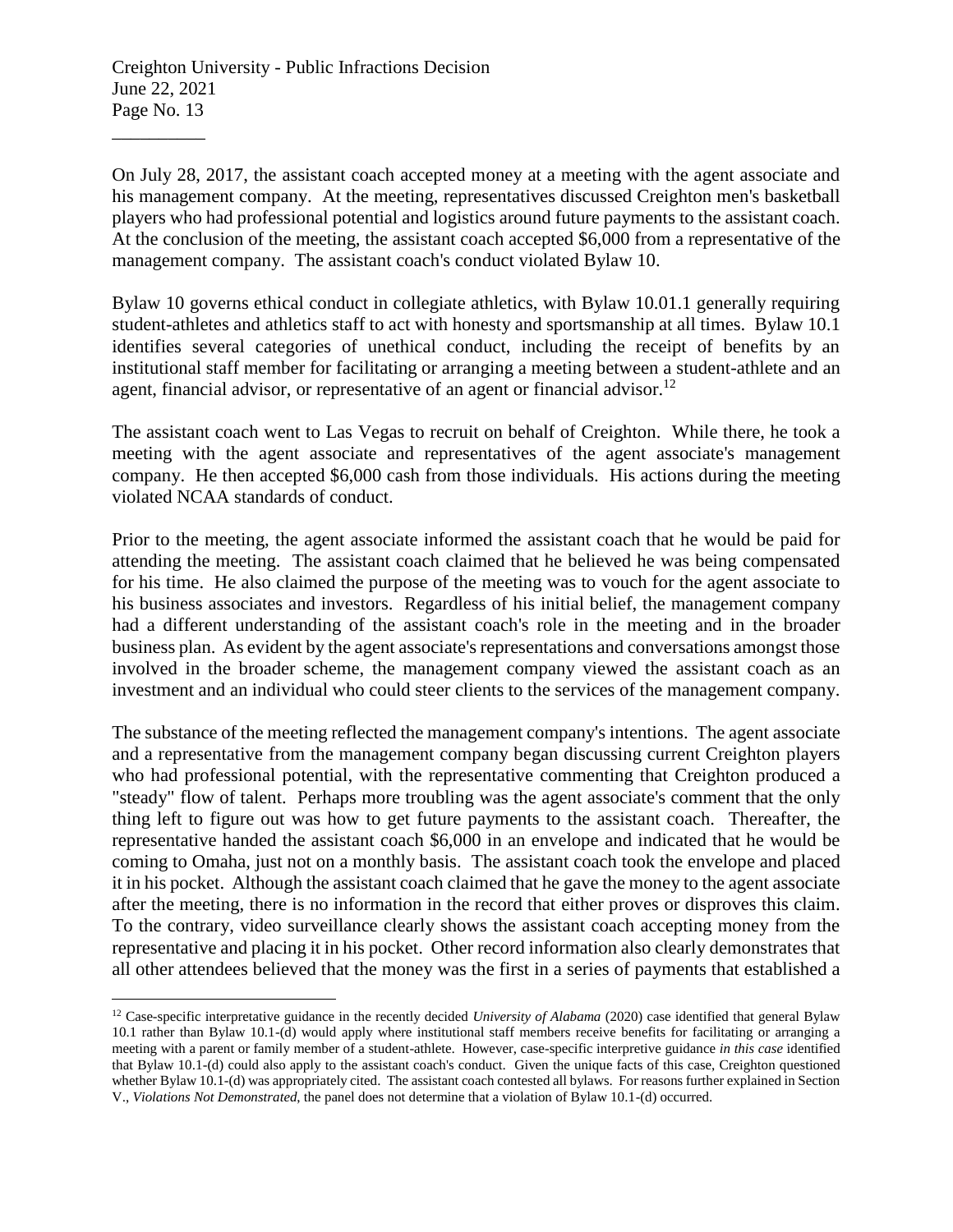On July 28, 2017, the assistant coach accepted money at a meeting with the agent associate and his management company. At the meeting, representatives discussed Creighton men's basketball players who had professional potential and logistics around future payments to the assistant coach. At the conclusion of the meeting, the assistant coach accepted $6,000 from a representative of the management company. The assistant coach's conduct violated Bylaw 10.

Bylaw 10 governs ethical conduct in collegiate athletics, with Bylaw 10.01.1 generally requiring student-athletes and athletics staff to act with honesty and sportsmanship at all times. Bylaw 10.1 identifies several categories of unethical conduct, including the receipt of benefits by an institutional staff member for facilitating or arranging a meeting between a student-athlete and an agent, financial advisor, or representative of an agent or financial advisor.[12]

The assistant coach went to Las Vegas to recruit on behalf of Creighton. While there, he took a meeting with the agent associate and representatives of the agent associate's management company. He then accepted $6,000 cash from those individuals. His actions during the meeting violated NCAA standards of conduct.

Prior to the meeting, the agent associate informed the assistant coach that he would be paid for attending the meeting. The assistant coach claimed that he believed he was being compensated for his time. He also claimed the purpose of the meeting was to vouch for the agent associate to his business associates and investors. Regardless of his initial belief, the management company had a different understanding of the assistant coach's role in the meeting and in the broader business plan. As evident by the agent associate's representations and conversations amongst those involved in the broader scheme, the management company viewed the assistant coach as an investment and an individual who could steer clients to the services of the management company.

The substance of the meeting reflected the management company's intentions. The agent associate and a representative from the management company began discussing current Creighton players who had professional potential, with the representative commenting that Creighton produced a "steady" flow of talent. Perhaps more troubling was the agent associate's comment that the only thing left to figure out was how to get future payments to the assistant coach. Thereafter, the representative handed the assistant coach $6,000 in an envelope and indicated that he would be coming to Omaha, just not on a monthly basis. The assistant coach took the envelope and placed it in his pocket. Although the assistant coach claimed that he gave the money to the agent associate after the meeting, there is no information in the record that either proves or disproves this claim. To the contrary, video surveillance clearly shows the assistant coach accepting money from the representative and placing it in his pocket. Other record information also clearly demonstrates that all other attendees believed that the money was the first in a series of payments that established a

---

[12] Case-specific interpretative guidance in the recently decided *University of Alabama* (2020) case identified that general Bylaw 10.1 rather than Bylaw 10.1-(d) would apply where institutional staff members receive benefits for facilitating or arranging a meeting with a parent or family member of a student-athlete. However, case-specific interpretive guidance *in this case* identified that Bylaw 10.1-(d) could also apply to the assistant coach's conduct. Given the unique facts of this case, Creighton questioned whether Bylaw 10.1-(d) was appropriately cited. The assistant coach contested all bylaws. For reasons further explained in Section V., *Violations Not Demonstrated*, the panel does not determine that a violation of Bylaw 10.1-(d) occurred.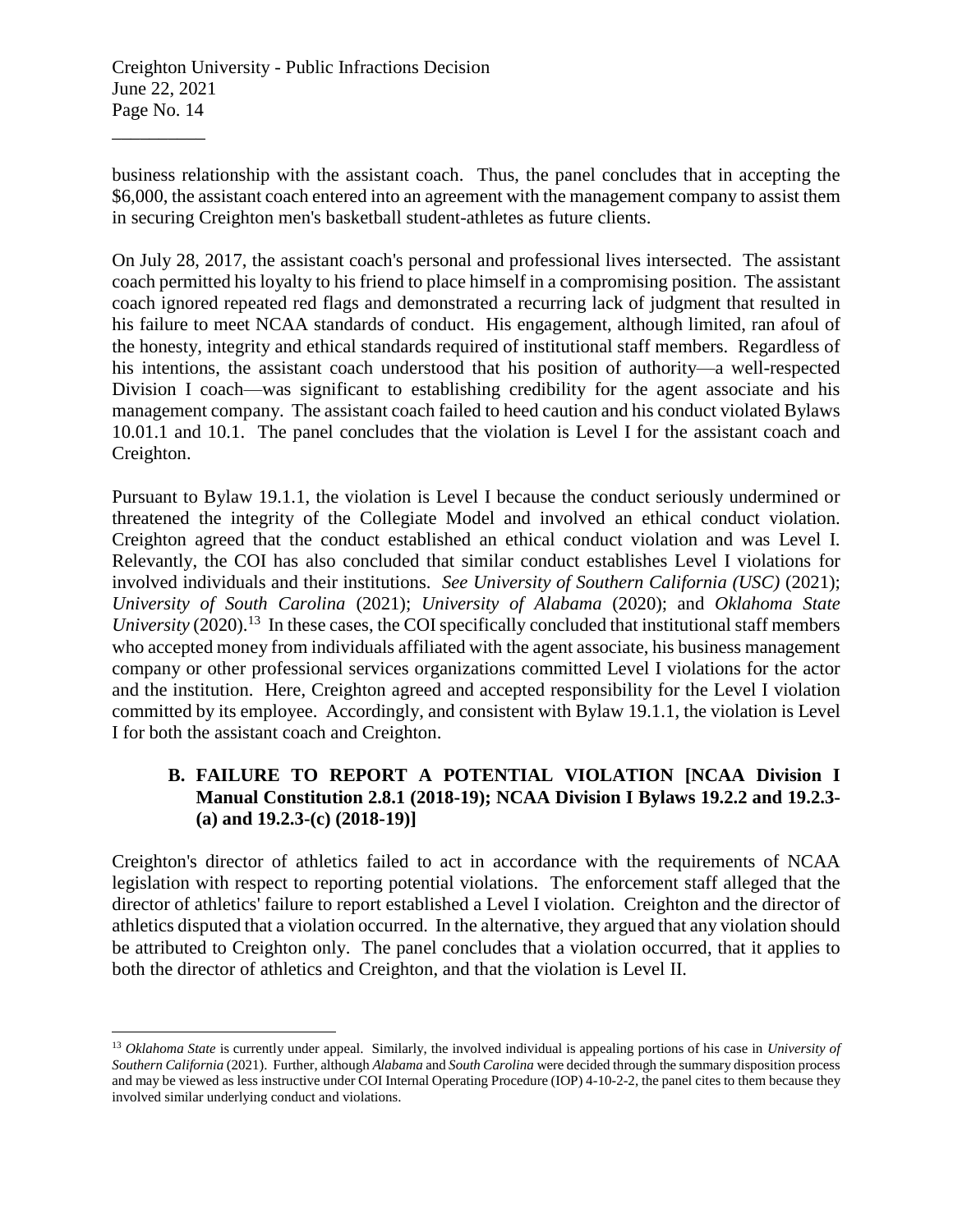business relationship with the assistant coach. Thus, the panel concludes that in accepting the $6,000, the assistant coach entered into an agreement with the management company to assist them in securing Creighton men's basketball student-athletes as future clients.

On July 28, 2017, the assistant coach's personal and professional lives intersected. The assistant coach permitted his loyalty to his friend to place himself in a compromising position. The assistant coach ignored repeated red flags and demonstrated a recurring lack of judgment that resulted in his failure to meet NCAA standards of conduct. His engagement, although limited, ran afoul of the honesty, integrity and ethical standards required of institutional staff members. Regardless of his intentions, the assistant coach understood that his position of authority—a well-respected Division I coach—was significant to establishing credibility for the agent associate and his management company. The assistant coach failed to heed caution and his conduct violated Bylaws 10.01.1 and 10.1. The panel concludes that the violation is Level I for the assistant coach and Creighton.

Pursuant to Bylaw 19.1.1, the violation is Level I because the conduct seriously undermined or threatened the integrity of the Collegiate Model and involved an ethical conduct violation. Creighton agreed that the conduct established an ethical conduct violation and was Level I. Relevantly, the COI has also concluded that similar conduct establishes Level I violations for involved individuals and their institutions. *See University of Southern California (USC)* (2021); *University of South Carolina* (2021); *University of Alabama* (2020); and *Oklahoma State University* (2020).[13] In these cases, the COI specifically concluded that institutional staff members who accepted money from individuals affiliated with the agent associate, his business management company or other professional services organizations committed Level I violations for the actor and the institution. Here, Creighton agreed and accepted responsibility for the Level I violation committed by its employee. Accordingly, and consistent with Bylaw 19.1.1, the violation is Level I for both the assistant coach and Creighton.

### B. FAILURE TO REPORT A POTENTIAL VIOLATION [NCAA Division I Manual Constitution 2.8.1 (2018-19); NCAA Division I Bylaws 19.2.2 and 19.2.3-(a) and 19.2.3-(c) (2018-19)]

Creighton's director of athletics failed to act in accordance with the requirements of NCAA legislation with respect to reporting potential violations. The enforcement staff alleged that the director of athletics' failure to report established a Level I violation. Creighton and the director of athletics disputed that a violation occurred. In the alternative, they argued that any violation should be attributed to Creighton only. The panel concludes that a violation occurred, that it applies to both the director of athletics and Creighton, and that the violation is Level II.

---

[13] *Oklahoma State* is currently under appeal. Similarly, the involved individual is appealing portions of his case in *University of Southern California* (2021). Further, although *Alabama* and *South Carolina* were decided through the summary disposition process and may be viewed as less instructive under COI Internal Operating Procedure (IOP) 4-10-2-2, the panel cites to them because they involved similar underlying conduct and violations.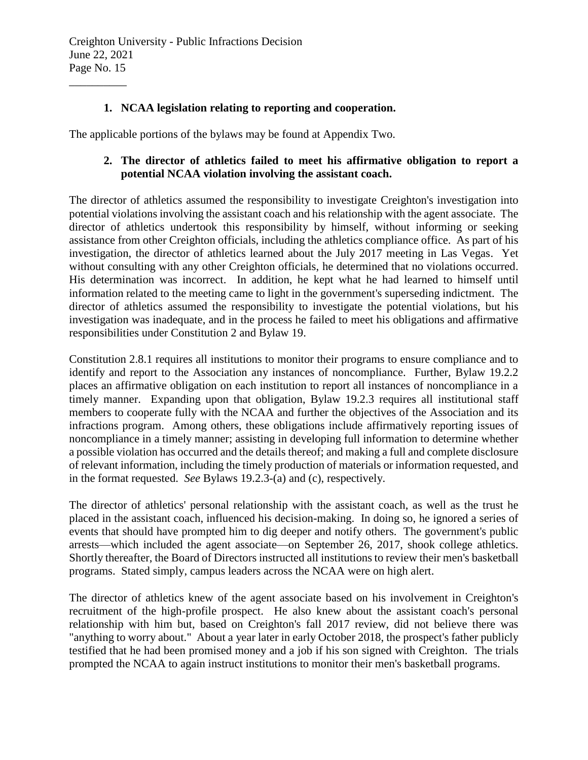### 1. NCAA legislation relating to reporting and cooperation.

The applicable portions of the bylaws may be found at Appendix Two.

### 2. The director of athletics failed to meet his affirmative obligation to report a potential NCAA violation involving the assistant coach.

The director of athletics assumed the responsibility to investigate Creighton's investigation into potential violations involving the assistant coach and his relationship with the agent associate. The director of athletics undertook this responsibility by himself, without informing or seeking assistance from other Creighton officials, including the athletics compliance office. As part of his investigation, the director of athletics learned about the July 2017 meeting in Las Vegas. Yet without consulting with any other Creighton officials, he determined that no violations occurred. His determination was incorrect. In addition, he kept what he had learned to himself until information related to the meeting came to light in the government's superseding indictment. The director of athletics assumed the responsibility to investigate the potential violations, but his investigation was inadequate, and in the process he failed to meet his obligations and affirmative responsibilities under Constitution 2 and Bylaw 19.

Constitution 2.8.1 requires all institutions to monitor their programs to ensure compliance and to identify and report to the Association any instances of noncompliance. Further, Bylaw 19.2.2 places an affirmative obligation on each institution to report all instances of noncompliance in a timely manner. Expanding upon that obligation, Bylaw 19.2.3 requires all institutional staff members to cooperate fully with the NCAA and further the objectives of the Association and its infractions program. Among others, these obligations include affirmatively reporting issues of noncompliance in a timely manner; assisting in developing full information to determine whether a possible violation has occurred and the details thereof; and making a full and complete disclosure of relevant information, including the timely production of materials or information requested, and in the format requested. *See* Bylaws 19.2.3-(a) and (c), respectively.

The director of athletics' personal relationship with the assistant coach, as well as the trust he placed in the assistant coach, influenced his decision-making. In doing so, he ignored a series of events that should have prompted him to dig deeper and notify others. The government's public arrests—which included the agent associate—on September 26, 2017, shook college athletics. Shortly thereafter, the Board of Directors instructed all institutions to review their men's basketball programs. Stated simply, campus leaders across the NCAA were on high alert.

The director of athletics knew of the agent associate based on his involvement in Creighton's recruitment of the high-profile prospect. He also knew about the assistant coach's personal relationship with him but, based on Creighton's fall 2017 review, did not believe there was "anything to worry about." About a year later in early October 2018, the prospect's father publicly testified that he had been promised money and a job if his son signed with Creighton. The trials prompted the NCAA to again instruct institutions to monitor their men's basketball programs.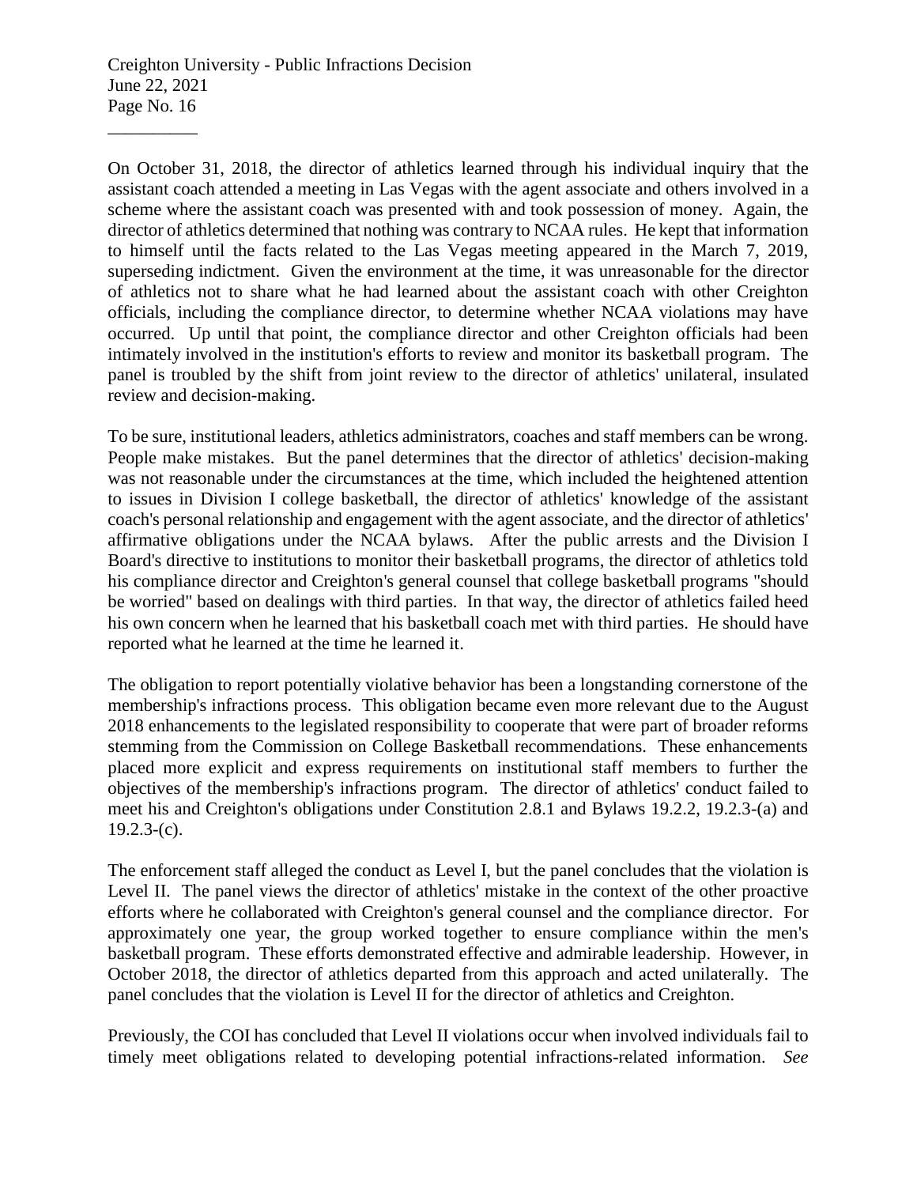On October 31, 2018, the director of athletics learned through his individual inquiry that the assistant coach attended a meeting in Las Vegas with the agent associate and others involved in a scheme where the assistant coach was presented with and took possession of money. Again, the director of athletics determined that nothing was contrary to NCAA rules. He kept that information to himself until the facts related to the Las Vegas meeting appeared in the March 7, 2019, superseding indictment. Given the environment at the time, it was unreasonable for the director of athletics not to share what he had learned about the assistant coach with other Creighton officials, including the compliance director, to determine whether NCAA violations may have occurred. Up until that point, the compliance director and other Creighton officials had been intimately involved in the institution's efforts to review and monitor its basketball program. The panel is troubled by the shift from joint review to the director of athletics' unilateral, insulated review and decision-making.

To be sure, institutional leaders, athletics administrators, coaches and staff members can be wrong. People make mistakes. But the panel determines that the director of athletics' decision-making was not reasonable under the circumstances at the time, which included the heightened attention to issues in Division I college basketball, the director of athletics' knowledge of the assistant coach's personal relationship and engagement with the agent associate, and the director of athletics' affirmative obligations under the NCAA bylaws. After the public arrests and the Division I Board's directive to institutions to monitor their basketball programs, the director of athletics told his compliance director and Creighton's general counsel that college basketball programs "should be worried" based on dealings with third parties. In that way, the director of athletics failed heed his own concern when he learned that his basketball coach met with third parties. He should have reported what he learned at the time he learned it.

The obligation to report potentially violative behavior has been a longstanding cornerstone of the membership's infractions process. This obligation became even more relevant due to the August 2018 enhancements to the legislated responsibility to cooperate that were part of broader reforms stemming from the Commission on College Basketball recommendations. These enhancements placed more explicit and express requirements on institutional staff members to further the objectives of the membership's infractions program. The director of athletics' conduct failed to meet his and Creighton's obligations under Constitution 2.8.1 and Bylaws 19.2.2, 19.2.3-(a) and 19.2.3-(c).

The enforcement staff alleged the conduct as Level I, but the panel concludes that the violation is Level II. The panel views the director of athletics' mistake in the context of the other proactive efforts where he collaborated with Creighton's general counsel and the compliance director. For approximately one year, the group worked together to ensure compliance within the men's basketball program. These efforts demonstrated effective and admirable leadership. However, in October 2018, the director of athletics departed from this approach and acted unilaterally. The panel concludes that the violation is Level II for the director of athletics and Creighton.

Previously, the COI has concluded that Level II violations occur when involved individuals fail to timely meet obligations related to developing potential infractions-related information. *See*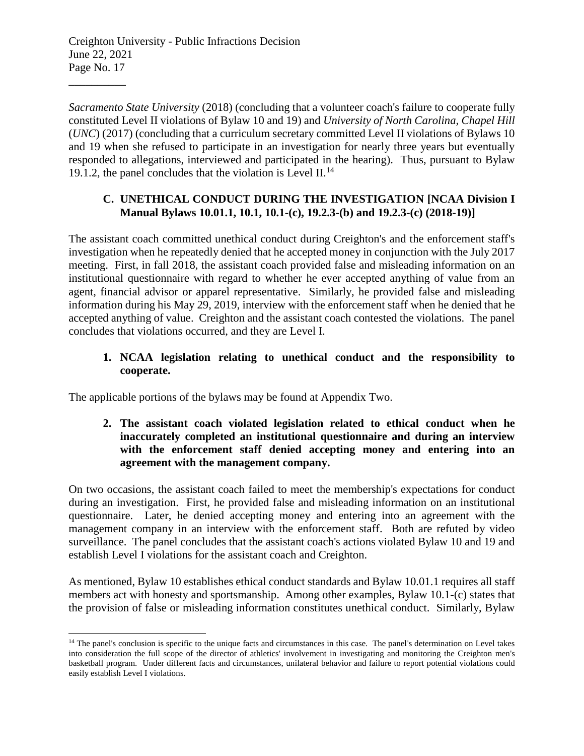*Sacramento State University* (2018) (concluding that a volunteer coach's failure to cooperate fully constituted Level II violations of Bylaw 10 and 19) and *University of North Carolina, Chapel Hill* (*UNC*) (2017) (concluding that a curriculum secretary committed Level II violations of Bylaws 10 and 19 when she refused to participate in an investigation for nearly three years but eventually responded to allegations, interviewed and participated in the hearing). Thus, pursuant to Bylaw 19.1.2, the panel concludes that the violation is Level II.[14]

### C. UNETHICAL CONDUCT DURING THE INVESTIGATION [NCAA Division I Manual Bylaws 10.01.1, 10.1, 10.1-(c), 19.2.3-(b) and 19.2.3-(c) (2018-19)]

The assistant coach committed unethical conduct during Creighton's and the enforcement staff's investigation when he repeatedly denied that he accepted money in conjunction with the July 2017 meeting. First, in fall 2018, the assistant coach provided false and misleading information on an institutional questionnaire with regard to whether he ever accepted anything of value from an agent, financial advisor or apparel representative. Similarly, he provided false and misleading information during his May 29, 2019, interview with the enforcement staff when he denied that he accepted anything of value. Creighton and the assistant coach contested the violations. The panel concludes that violations occurred, and they are Level I.

#### 1. NCAA legislation relating to unethical conduct and the responsibility to cooperate.

The applicable portions of the bylaws may be found at Appendix Two.

#### 2. The assistant coach violated legislation related to ethical conduct when he inaccurately completed an institutional questionnaire and during an interview with the enforcement staff denied accepting money and entering into an agreement with the management company.

On two occasions, the assistant coach failed to meet the membership's expectations for conduct during an investigation. First, he provided false and misleading information on an institutional questionnaire. Later, he denied accepting money and entering into an agreement with the management company in an interview with the enforcement staff. Both are refuted by video surveillance. The panel concludes that the assistant coach's actions violated Bylaw 10 and 19 and establish Level I violations for the assistant coach and Creighton.

As mentioned, Bylaw 10 establishes ethical conduct standards and Bylaw 10.01.1 requires all staff members act with honesty and sportsmanship. Among other examples, Bylaw 10.1-(c) states that the provision of false or misleading information constitutes unethical conduct. Similarly, Bylaw

---

[14] The panel's conclusion is specific to the unique facts and circumstances in this case. The panel's determination on Level takes into consideration the full scope of the director of athletics' involvement in investigating and monitoring the Creighton men's basketball program. Under different facts and circumstances, unilateral behavior and failure to report potential violations could easily establish Level I violations.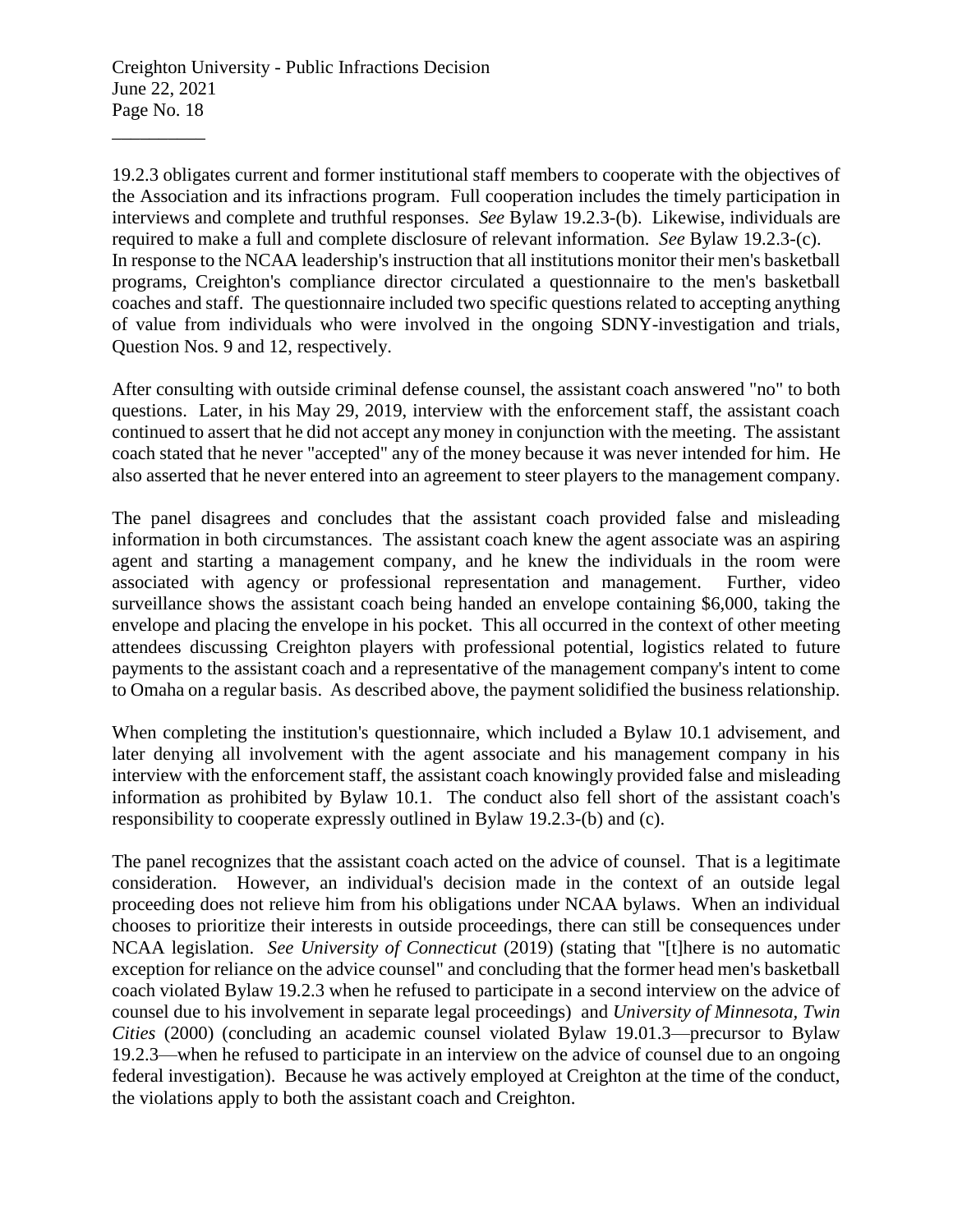19.2.3 obligates current and former institutional staff members to cooperate with the objectives of the Association and its infractions program. Full cooperation includes the timely participation in interviews and complete and truthful responses. *See* Bylaw 19.2.3-(b). Likewise, individuals are required to make a full and complete disclosure of relevant information. *See* Bylaw 19.2.3-(c). In response to the NCAA leadership's instruction that all institutions monitor their men's basketball programs, Creighton's compliance director circulated a questionnaire to the men's basketball coaches and staff. The questionnaire included two specific questions related to accepting anything of value from individuals who were involved in the ongoing SDNY-investigation and trials, Question Nos. 9 and 12, respectively.

After consulting with outside criminal defense counsel, the assistant coach answered "no" to both questions. Later, in his May 29, 2019, interview with the enforcement staff, the assistant coach continued to assert that he did not accept any money in conjunction with the meeting. The assistant coach stated that he never "accepted" any of the money because it was never intended for him. He also asserted that he never entered into an agreement to steer players to the management company.

The panel disagrees and concludes that the assistant coach provided false and misleading information in both circumstances. The assistant coach knew the agent associate was an aspiring agent and starting a management company, and he knew the individuals in the room were associated with agency or professional representation and management. Further, video surveillance shows the assistant coach being handed an envelope containing $6,000, taking the envelope and placing the envelope in his pocket. This all occurred in the context of other meeting attendees discussing Creighton players with professional potential, logistics related to future payments to the assistant coach and a representative of the management company's intent to come to Omaha on a regular basis. As described above, the payment solidified the business relationship.

When completing the institution's questionnaire, which included a Bylaw 10.1 advisement, and later denying all involvement with the agent associate and his management company in his interview with the enforcement staff, the assistant coach knowingly provided false and misleading information as prohibited by Bylaw 10.1. The conduct also fell short of the assistant coach's responsibility to cooperate expressly outlined in Bylaw 19.2.3-(b) and (c).

The panel recognizes that the assistant coach acted on the advice of counsel. That is a legitimate consideration. However, an individual's decision made in the context of an outside legal proceeding does not relieve him from his obligations under NCAA bylaws. When an individual chooses to prioritize their interests in outside proceedings, there can still be consequences under NCAA legislation. *See University of Connecticut* (2019) (stating that "[t]here is no automatic exception for reliance on the advice counsel" and concluding that the former head men's basketball coach violated Bylaw 19.2.3 when he refused to participate in a second interview on the advice of counsel due to his involvement in separate legal proceedings) and *University of Minnesota, Twin Cities* (2000) (concluding an academic counsel violated Bylaw 19.01.3—precursor to Bylaw 19.2.3—when he refused to participate in an interview on the advice of counsel due to an ongoing federal investigation). Because he was actively employed at Creighton at the time of the conduct, the violations apply to both the assistant coach and Creighton.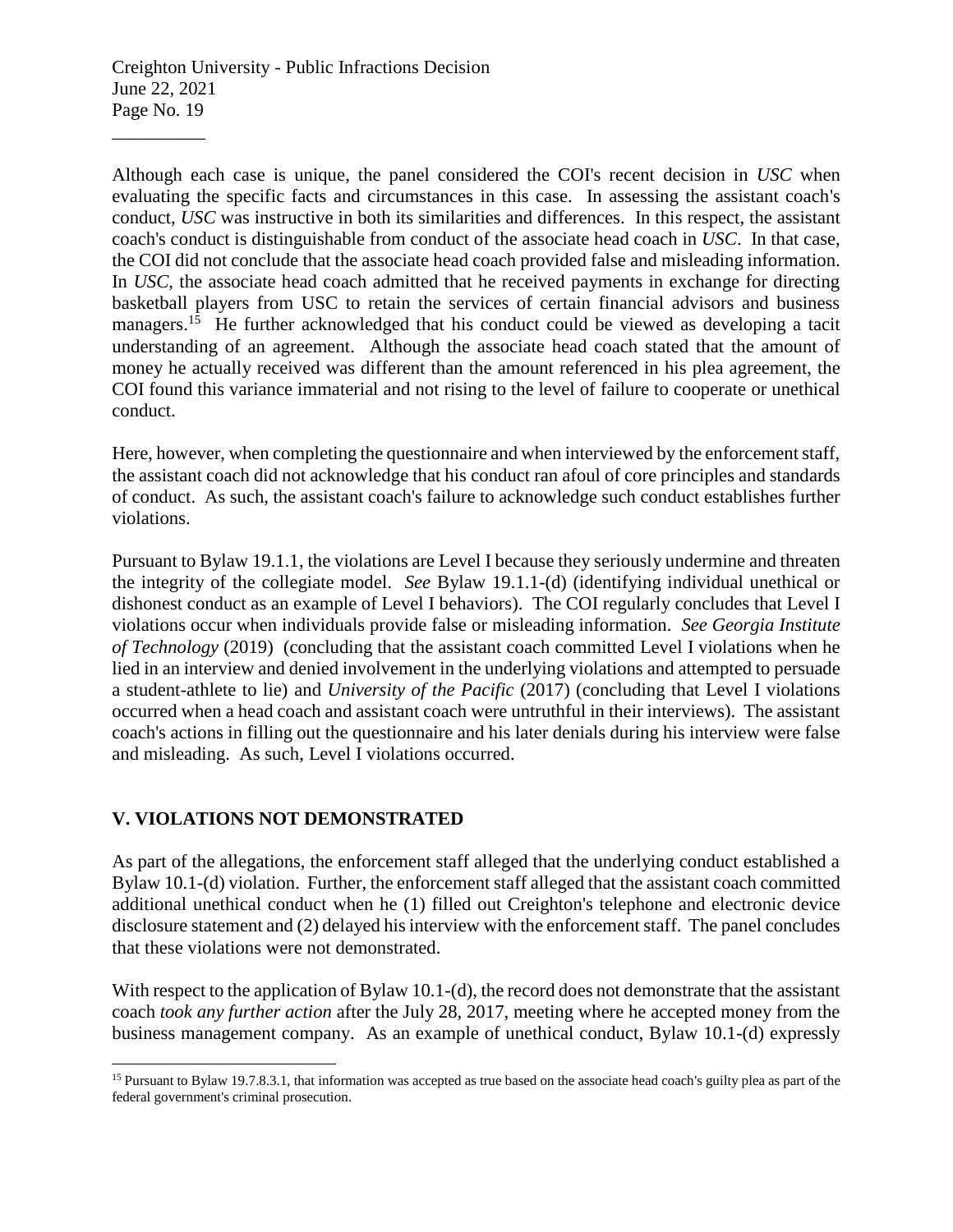Although each case is unique, the panel considered the COI's recent decision in *USC* when evaluating the specific facts and circumstances in this case. In assessing the assistant coach's conduct, *USC* was instructive in both its similarities and differences. In this respect, the assistant coach's conduct is distinguishable from conduct of the associate head coach in *USC*. In that case, the COI did not conclude that the associate head coach provided false and misleading information. In *USC*, the associate head coach admitted that he received payments in exchange for directing basketball players from USC to retain the services of certain financial advisors and business managers.[15] He further acknowledged that his conduct could be viewed as developing a tacit understanding of an agreement. Although the associate head coach stated that the amount of money he actually received was different than the amount referenced in his plea agreement, the COI found this variance immaterial and not rising to the level of failure to cooperate or unethical conduct.

Here, however, when completing the questionnaire and when interviewed by the enforcement staff, the assistant coach did not acknowledge that his conduct ran afoul of core principles and standards of conduct. As such, the assistant coach's failure to acknowledge such conduct establishes further violations.

Pursuant to Bylaw 19.1.1, the violations are Level I because they seriously undermine and threaten the integrity of the collegiate model. *See* Bylaw 19.1.1-(d) (identifying individual unethical or dishonest conduct as an example of Level I behaviors). The COI regularly concludes that Level I violations occur when individuals provide false or misleading information. *See Georgia Institute of Technology* (2019) (concluding that the assistant coach committed Level I violations when he lied in an interview and denied involvement in the underlying violations and attempted to persuade a student-athlete to lie) and *University of the Pacific* (2017) (concluding that Level I violations occurred when a head coach and assistant coach were untruthful in their interviews). The assistant coach's actions in filling out the questionnaire and his later denials during his interview were false and misleading. As such, Level I violations occurred.

## V. VIOLATIONS NOT DEMONSTRATED

As part of the allegations, the enforcement staff alleged that the underlying conduct established a Bylaw 10.1-(d) violation. Further, the enforcement staff alleged that the assistant coach committed additional unethical conduct when he (1) filled out Creighton's telephone and electronic device disclosure statement and (2) delayed his interview with the enforcement staff. The panel concludes that these violations were not demonstrated.

With respect to the application of Bylaw 10.1-(d), the record does not demonstrate that the assistant coach *took any further action* after the July 28, 2017, meeting where he accepted money from the business management company. As an example of unethical conduct, Bylaw 10.1-(d) expressly

---

[15] Pursuant to Bylaw 19.7.8.3.1, that information was accepted as true based on the associate head coach's guilty plea as part of the federal government's criminal prosecution.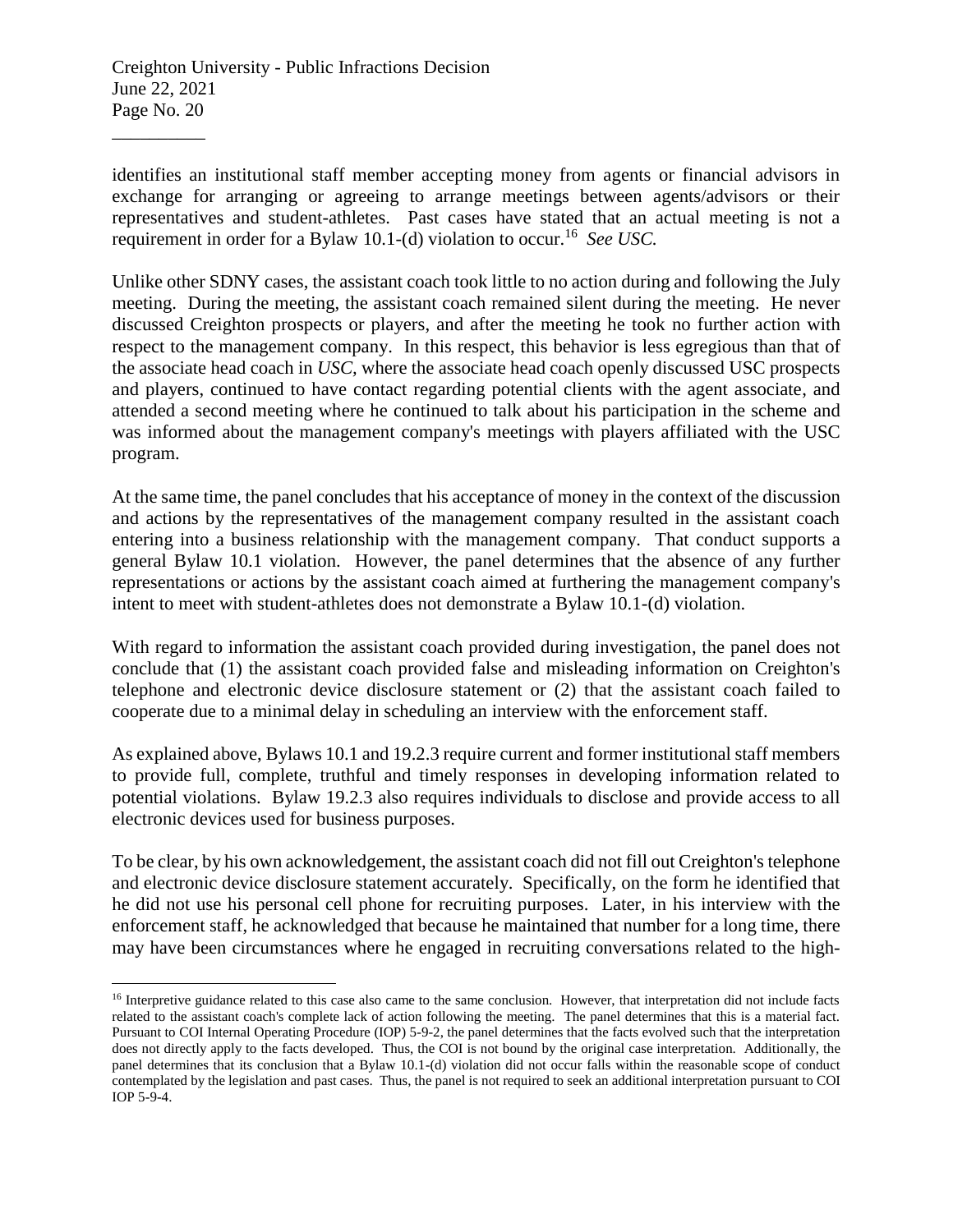identifies an institutional staff member accepting money from agents or financial advisors in exchange for arranging or agreeing to arrange meetings between agents/advisors or their representatives and student-athletes. Past cases have stated that an actual meeting is not a requirement in order for a Bylaw 10.1-(d) violation to occur.[16] *See USC.*

Unlike other SDNY cases, the assistant coach took little to no action during and following the July meeting. During the meeting, the assistant coach remained silent during the meeting. He never discussed Creighton prospects or players, and after the meeting he took no further action with respect to the management company. In this respect, this behavior is less egregious than that of the associate head coach in *USC*, where the associate head coach openly discussed USC prospects and players, continued to have contact regarding potential clients with the agent associate, and attended a second meeting where he continued to talk about his participation in the scheme and was informed about the management company's meetings with players affiliated with the USC program.

At the same time, the panel concludes that his acceptance of money in the context of the discussion and actions by the representatives of the management company resulted in the assistant coach entering into a business relationship with the management company. That conduct supports a general Bylaw 10.1 violation. However, the panel determines that the absence of any further representations or actions by the assistant coach aimed at furthering the management company's intent to meet with student-athletes does not demonstrate a Bylaw 10.1-(d) violation.

With regard to information the assistant coach provided during investigation, the panel does not conclude that (1) the assistant coach provided false and misleading information on Creighton's telephone and electronic device disclosure statement or (2) that the assistant coach failed to cooperate due to a minimal delay in scheduling an interview with the enforcement staff.

As explained above, Bylaws 10.1 and 19.2.3 require current and former institutional staff members to provide full, complete, truthful and timely responses in developing information related to potential violations. Bylaw 19.2.3 also requires individuals to disclose and provide access to all electronic devices used for business purposes.

To be clear, by his own acknowledgement, the assistant coach did not fill out Creighton's telephone and electronic device disclosure statement accurately. Specifically, on the form he identified that he did not use his personal cell phone for recruiting purposes. Later, in his interview with the enforcement staff, he acknowledged that because he maintained that number for a long time, there may have been circumstances where he engaged in recruiting conversations related to the high-

---

[16] Interpretive guidance related to this case also came to the same conclusion. However, that interpretation did not include facts related to the assistant coach's complete lack of action following the meeting. The panel determines that this is a material fact. Pursuant to COI Internal Operating Procedure (IOP) 5-9-2, the panel determines that the facts evolved such that the interpretation does not directly apply to the facts developed. Thus, the COI is not bound by the original case interpretation. Additionally, the panel determines that its conclusion that a Bylaw 10.1-(d) violation did not occur falls within the reasonable scope of conduct contemplated by the legislation and past cases. Thus, the panel is not required to seek an additional interpretation pursuant to COI IOP 5-9-4.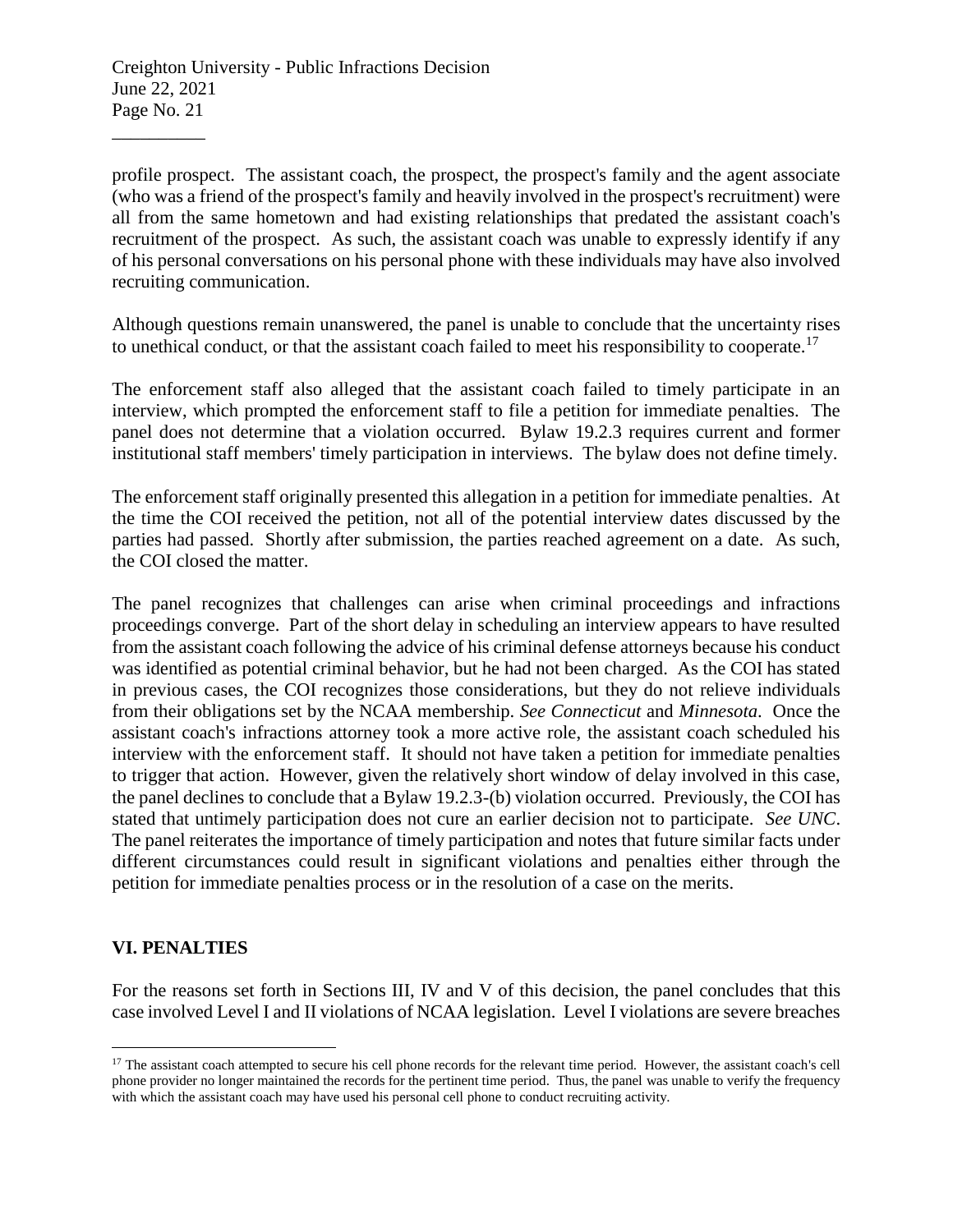profile prospect. The assistant coach, the prospect, the prospect's family and the agent associate (who was a friend of the prospect's family and heavily involved in the prospect's recruitment) were all from the same hometown and had existing relationships that predated the assistant coach's recruitment of the prospect. As such, the assistant coach was unable to expressly identify if any of his personal conversations on his personal phone with these individuals may have also involved recruiting communication.

Although questions remain unanswered, the panel is unable to conclude that the uncertainty rises to unethical conduct, or that the assistant coach failed to meet his responsibility to cooperate.[17]

The enforcement staff also alleged that the assistant coach failed to timely participate in an interview, which prompted the enforcement staff to file a petition for immediate penalties. The panel does not determine that a violation occurred. Bylaw 19.2.3 requires current and former institutional staff members' timely participation in interviews. The bylaw does not define timely.

The enforcement staff originally presented this allegation in a petition for immediate penalties. At the time the COI received the petition, not all of the potential interview dates discussed by the parties had passed. Shortly after submission, the parties reached agreement on a date. As such, the COI closed the matter.

The panel recognizes that challenges can arise when criminal proceedings and infractions proceedings converge. Part of the short delay in scheduling an interview appears to have resulted from the assistant coach following the advice of his criminal defense attorneys because his conduct was identified as potential criminal behavior, but he had not been charged. As the COI has stated in previous cases, the COI recognizes those considerations, but they do not relieve individuals from their obligations set by the NCAA membership. *See Connecticut* and *Minnesota*. Once the assistant coach's infractions attorney took a more active role, the assistant coach scheduled his interview with the enforcement staff. It should not have taken a petition for immediate penalties to trigger that action. However, given the relatively short window of delay involved in this case, the panel declines to conclude that a Bylaw 19.2.3-(b) violation occurred. Previously, the COI has stated that untimely participation does not cure an earlier decision not to participate. *See UNC*. The panel reiterates the importance of timely participation and notes that future similar facts under different circumstances could result in significant violations and penalties either through the petition for immediate penalties process or in the resolution of a case on the merits.

## VI. PENALTIES

For the reasons set forth in Sections III, IV and V of this decision, the panel concludes that this case involved Level I and II violations of NCAA legislation. Level I violations are severe breaches

---

[17] The assistant coach attempted to secure his cell phone records for the relevant time period. However, the assistant coach's cell phone provider no longer maintained the records for the pertinent time period. Thus, the panel was unable to verify the frequency with which the assistant coach may have used his personal cell phone to conduct recruiting activity.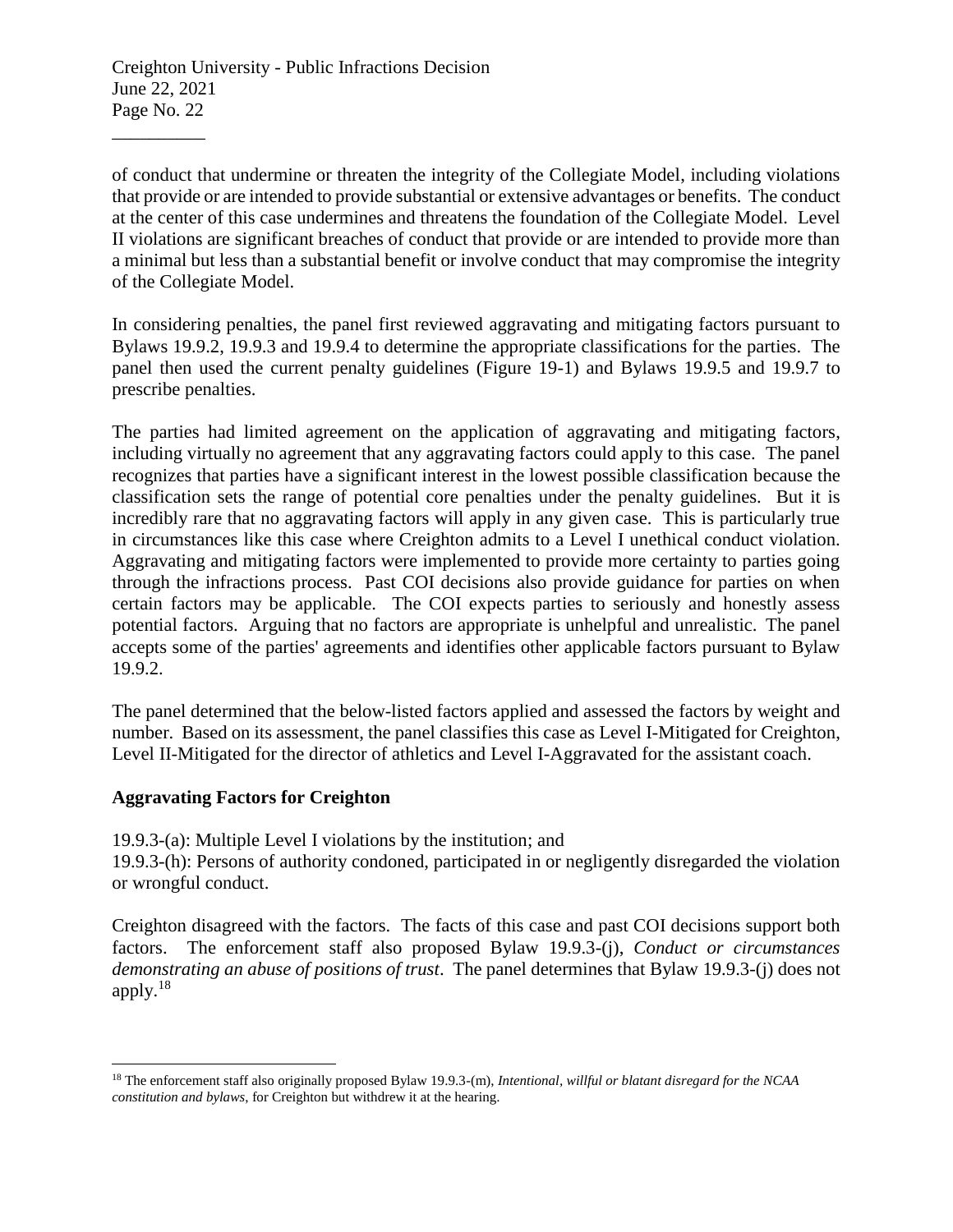of conduct that undermine or threaten the integrity of the Collegiate Model, including violations that provide or are intended to provide substantial or extensive advantages or benefits. The conduct at the center of this case undermines and threatens the foundation of the Collegiate Model. Level II violations are significant breaches of conduct that provide or are intended to provide more than a minimal but less than a substantial benefit or involve conduct that may compromise the integrity of the Collegiate Model.

In considering penalties, the panel first reviewed aggravating and mitigating factors pursuant to Bylaws 19.9.2, 19.9.3 and 19.9.4 to determine the appropriate classifications for the parties. The panel then used the current penalty guidelines (Figure 19-1) and Bylaws 19.9.5 and 19.9.7 to prescribe penalties.

The parties had limited agreement on the application of aggravating and mitigating factors, including virtually no agreement that any aggravating factors could apply to this case. The panel recognizes that parties have a significant interest in the lowest possible classification because the classification sets the range of potential core penalties under the penalty guidelines. But it is incredibly rare that no aggravating factors will apply in any given case. This is particularly true in circumstances like this case where Creighton admits to a Level I unethical conduct violation. Aggravating and mitigating factors were implemented to provide more certainty to parties going through the infractions process. Past COI decisions also provide guidance for parties on when certain factors may be applicable. The COI expects parties to seriously and honestly assess potential factors. Arguing that no factors are appropriate is unhelpful and unrealistic. The panel accepts some of the parties' agreements and identifies other applicable factors pursuant to Bylaw 19.9.2.

The panel determined that the below-listed factors applied and assessed the factors by weight and number. Based on its assessment, the panel classifies this case as Level I-Mitigated for Creighton, Level II-Mitigated for the director of athletics and Level I-Aggravated for the assistant coach.

**Aggravating Factors for Creighton**

19.9.3-(a): Multiple Level I violations by the institution; and
19.9.3-(h): Persons of authority condoned, participated in or negligently disregarded the violation or wrongful conduct.

Creighton disagreed with the factors. The facts of this case and past COI decisions support both factors. The enforcement staff also proposed Bylaw 19.9.3-(j), *Conduct or circumstances demonstrating an abuse of positions of trust*. The panel determines that Bylaw 19.9.3-(j) does not apply.[18]

[18] The enforcement staff also originally proposed Bylaw 19.9.3-(m), *Intentional, willful or blatant disregard for the NCAA constitution and bylaws*, for Creighton but withdrew it at the hearing.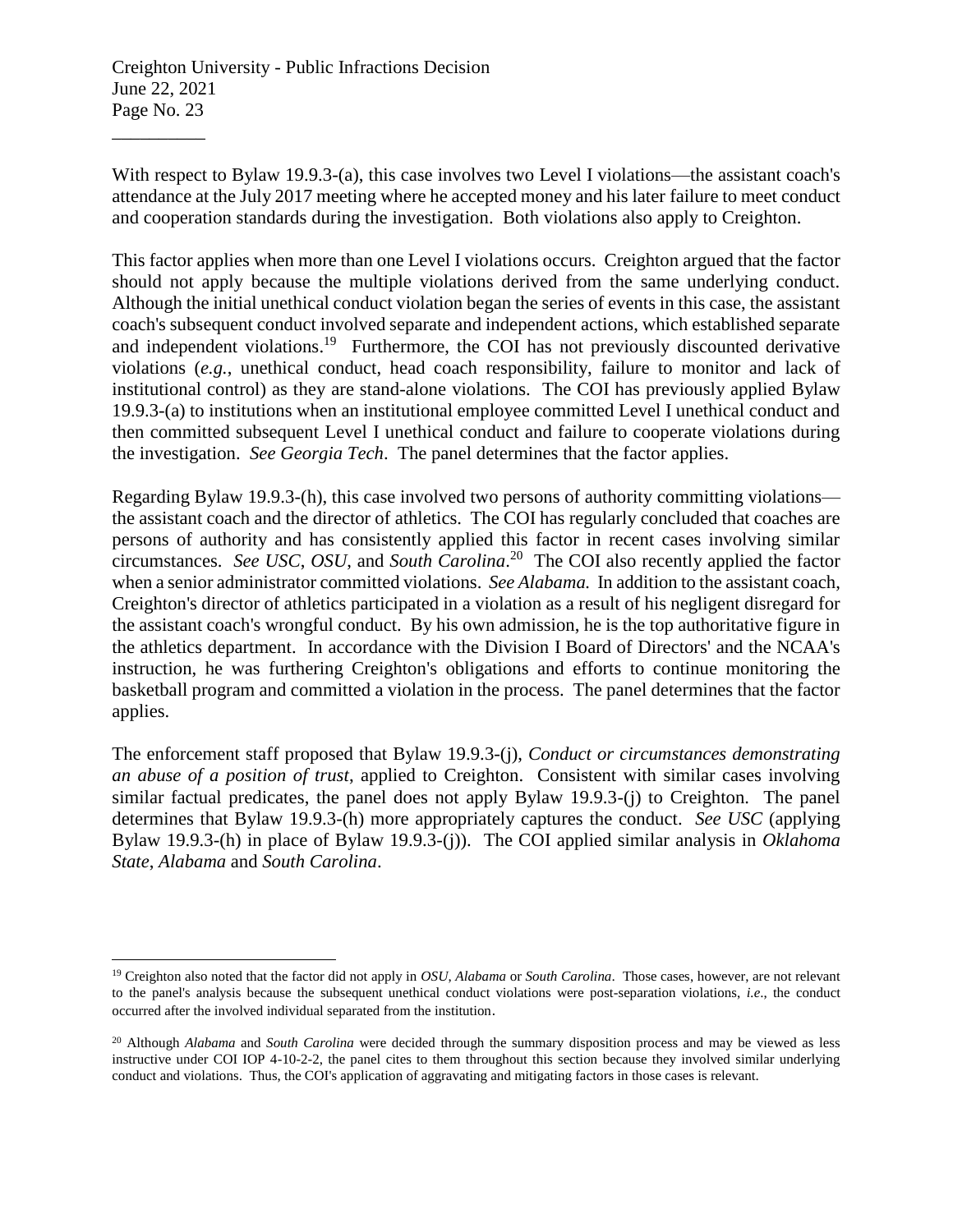With respect to Bylaw 19.9.3-(a), this case involves two Level I violations—the assistant coach's attendance at the July 2017 meeting where he accepted money and his later failure to meet conduct and cooperation standards during the investigation. Both violations also apply to Creighton.

This factor applies when more than one Level I violations occurs. Creighton argued that the factor should not apply because the multiple violations derived from the same underlying conduct. Although the initial unethical conduct violation began the series of events in this case, the assistant coach's subsequent conduct involved separate and independent actions, which established separate and independent violations.[19] Furthermore, the COI has not previously discounted derivative violations (*e.g.*, unethical conduct, head coach responsibility, failure to monitor and lack of institutional control) as they are stand-alone violations. The COI has previously applied Bylaw 19.9.3-(a) to institutions when an institutional employee committed Level I unethical conduct and then committed subsequent Level I unethical conduct and failure to cooperate violations during the investigation. *See Georgia Tech*. The panel determines that the factor applies.

Regarding Bylaw 19.9.3-(h), this case involved two persons of authority committing violations—the assistant coach and the director of athletics. The COI has regularly concluded that coaches are persons of authority and has consistently applied this factor in recent cases involving similar circumstances. *See USC*, *OSU*, and *South Carolina*.[20] The COI also recently applied the factor when a senior administrator committed violations. *See Alabama.* In addition to the assistant coach, Creighton's director of athletics participated in a violation as a result of his negligent disregard for the assistant coach's wrongful conduct. By his own admission, he is the top authoritative figure in the athletics department. In accordance with the Division I Board of Directors' and the NCAA's instruction, he was furthering Creighton's obligations and efforts to continue monitoring the basketball program and committed a violation in the process. The panel determines that the factor applies.

The enforcement staff proposed that Bylaw 19.9.3-(j), *Conduct or circumstances demonstrating an abuse of a position of trust*, applied to Creighton. Consistent with similar cases involving similar factual predicates, the panel does not apply Bylaw 19.9.3-(j) to Creighton. The panel determines that Bylaw 19.9.3-(h) more appropriately captures the conduct. *See USC* (applying Bylaw 19.9.3-(h) in place of Bylaw 19.9.3-(j)). The COI applied similar analysis in *Oklahoma State*, *Alabama* and *South Carolina*.

---

[19] Creighton also noted that the factor did not apply in *OSU, Alabama* or *South Carolina*. Those cases, however, are not relevant to the panel's analysis because the subsequent unethical conduct violations were post-separation violations, *i.e*., the conduct occurred after the involved individual separated from the institution.

[20] Although *Alabama* and *South Carolina* were decided through the summary disposition process and may be viewed as less instructive under COI IOP 4-10-2-2, the panel cites to them throughout this section because they involved similar underlying conduct and violations. Thus, the COI's application of aggravating and mitigating factors in those cases is relevant.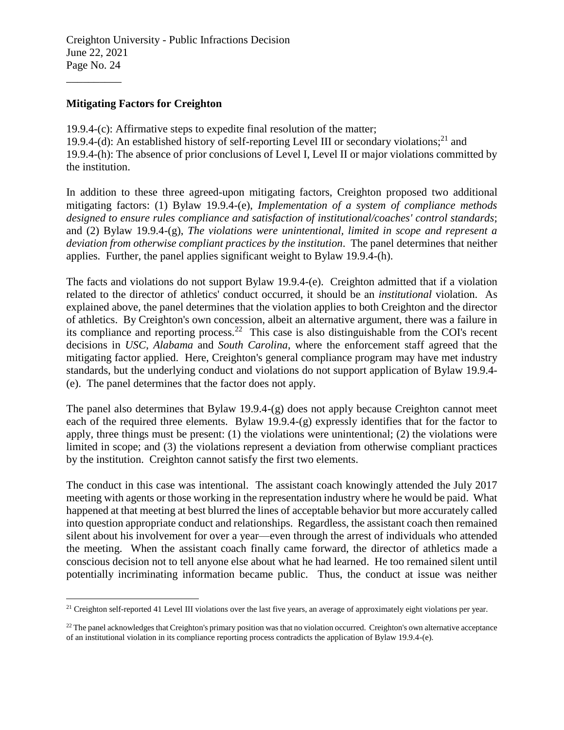**Mitigating Factors for Creighton**

19.9.4-(c): Affirmative steps to expedite final resolution of the matter;
19.9.4-(d): An established history of self-reporting Level III or secondary violations;[21] and
19.9.4-(h): The absence of prior conclusions of Level I, Level II or major violations committed by the institution.

In addition to these three agreed-upon mitigating factors, Creighton proposed two additional mitigating factors: (1) Bylaw 19.9.4-(e), *Implementation of a system of compliance methods designed to ensure rules compliance and satisfaction of institutional/coaches' control standards*; and (2) Bylaw 19.9.4-(g), *The violations were unintentional, limited in scope and represent a deviation from otherwise compliant practices by the institution*. The panel determines that neither applies. Further, the panel applies significant weight to Bylaw 19.9.4-(h).

The facts and violations do not support Bylaw 19.9.4-(e). Creighton admitted that if a violation related to the director of athletics' conduct occurred, it should be an *institutional* violation. As explained above, the panel determines that the violation applies to both Creighton and the director of athletics. By Creighton's own concession, albeit an alternative argument, there was a failure in its compliance and reporting process.[22] This case is also distinguishable from the COI's recent decisions in *USC*, *Alabama* and *South Carolina*, where the enforcement staff agreed that the mitigating factor applied. Here, Creighton's general compliance program may have met industry standards, but the underlying conduct and violations do not support application of Bylaw 19.9.4-(e). The panel determines that the factor does not apply.

The panel also determines that Bylaw 19.9.4-(g) does not apply because Creighton cannot meet each of the required three elements. Bylaw 19.9.4-(g) expressly identifies that for the factor to apply, three things must be present: (1) the violations were unintentional; (2) the violations were limited in scope; and (3) the violations represent a deviation from otherwise compliant practices by the institution. Creighton cannot satisfy the first two elements.

The conduct in this case was intentional. The assistant coach knowingly attended the July 2017 meeting with agents or those working in the representation industry where he would be paid. What happened at that meeting at best blurred the lines of acceptable behavior but more accurately called into question appropriate conduct and relationships. Regardless, the assistant coach then remained silent about his involvement for over a year—even through the arrest of individuals who attended the meeting. When the assistant coach finally came forward, the director of athletics made a conscious decision not to tell anyone else about what he had learned. He too remained silent until potentially incriminating information became public. Thus, the conduct at issue was neither

[21] Creighton self-reported 41 Level III violations over the last five years, an average of approximately eight violations per year.

[22] The panel acknowledges that Creighton's primary position was that no violation occurred. Creighton's own alternative acceptance of an institutional violation in its compliance reporting process contradicts the application of Bylaw 19.9.4-(e).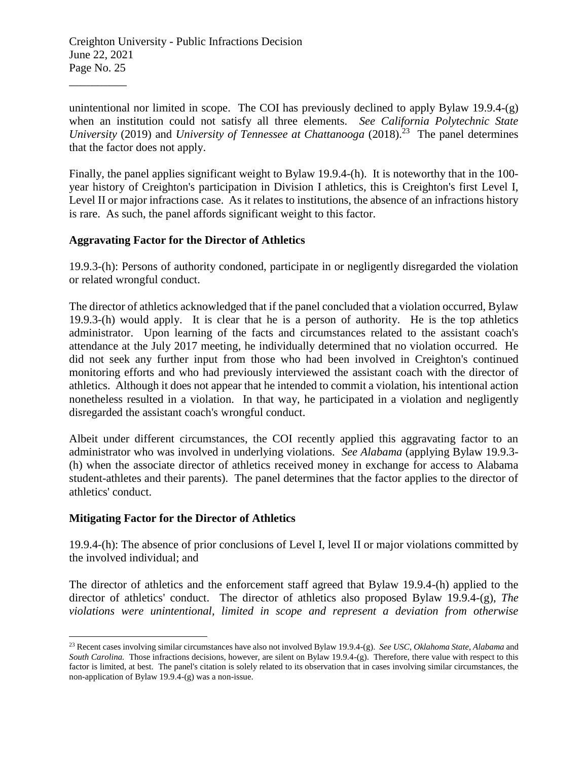unintentional nor limited in scope. The COI has previously declined to apply Bylaw 19.9.4-(g) when an institution could not satisfy all three elements. *See California Polytechnic State University* (2019) and *University of Tennessee at Chattanooga* (2018).[23] The panel determines that the factor does not apply.

Finally, the panel applies significant weight to Bylaw 19.9.4-(h). It is noteworthy that in the 100-year history of Creighton's participation in Division I athletics, this is Creighton's first Level I, Level II or major infractions case. As it relates to institutions, the absence of an infractions history is rare. As such, the panel affords significant weight to this factor.

**Aggravating Factor for the Director of Athletics**

19.9.3-(h): Persons of authority condoned, participate in or negligently disregarded the violation or related wrongful conduct.

The director of athletics acknowledged that if the panel concluded that a violation occurred, Bylaw 19.9.3-(h) would apply. It is clear that he is a person of authority. He is the top athletics administrator. Upon learning of the facts and circumstances related to the assistant coach's attendance at the July 2017 meeting, he individually determined that no violation occurred. He did not seek any further input from those who had been involved in Creighton's continued monitoring efforts and who had previously interviewed the assistant coach with the director of athletics. Although it does not appear that he intended to commit a violation, his intentional action nonetheless resulted in a violation. In that way, he participated in a violation and negligently disregarded the assistant coach's wrongful conduct.

Albeit under different circumstances, the COI recently applied this aggravating factor to an administrator who was involved in underlying violations. *See Alabama* (applying Bylaw 19.9.3-(h) when the associate director of athletics received money in exchange for access to Alabama student-athletes and their parents). The panel determines that the factor applies to the director of athletics' conduct.

**Mitigating Factor for the Director of Athletics**

19.9.4-(h): The absence of prior conclusions of Level I, level II or major violations committed by the involved individual; and

The director of athletics and the enforcement staff agreed that Bylaw 19.9.4-(h) applied to the director of athletics' conduct. The director of athletics also proposed Bylaw 19.9.4-(g), *The violations were unintentional, limited in scope and represent a deviation from otherwise*

---

[23] Recent cases involving similar circumstances have also not involved Bylaw 19.9.4-(g). *See USC, Oklahoma State, Alabama* and *South Carolina.* Those infractions decisions, however, are silent on Bylaw 19.9.4-(g). Therefore, there value with respect to this factor is limited, at best. The panel's citation is solely related to its observation that in cases involving similar circumstances, the non-application of Bylaw 19.9.4-(g) was a non-issue.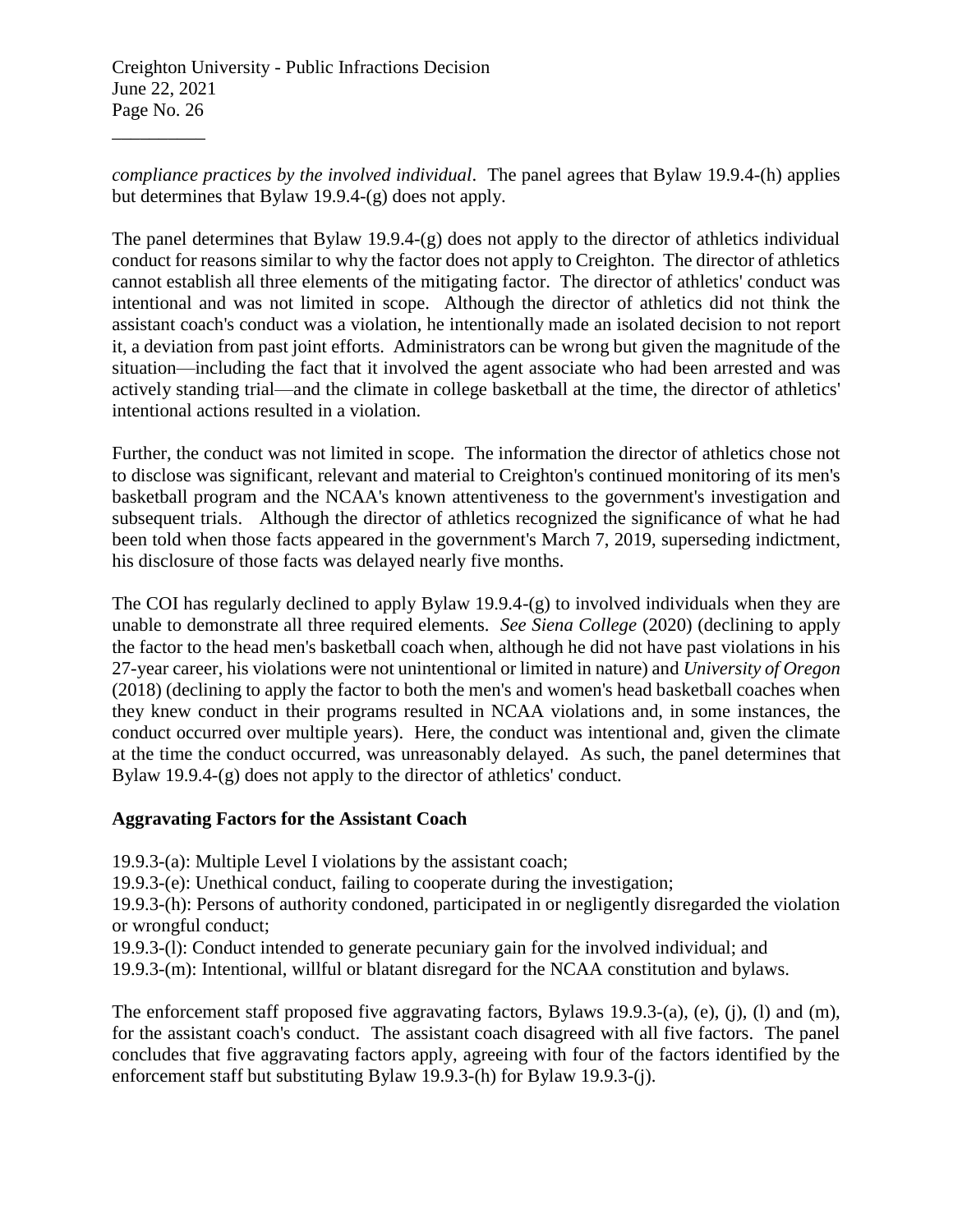*compliance practices by the involved individual*. The panel agrees that Bylaw 19.9.4-(h) applies but determines that Bylaw 19.9.4-(g) does not apply.

The panel determines that Bylaw 19.9.4-(g) does not apply to the director of athletics individual conduct for reasons similar to why the factor does not apply to Creighton. The director of athletics cannot establish all three elements of the mitigating factor. The director of athletics' conduct was intentional and was not limited in scope. Although the director of athletics did not think the assistant coach's conduct was a violation, he intentionally made an isolated decision to not report it, a deviation from past joint efforts. Administrators can be wrong but given the magnitude of the situation—including the fact that it involved the agent associate who had been arrested and was actively standing trial—and the climate in college basketball at the time, the director of athletics' intentional actions resulted in a violation.

Further, the conduct was not limited in scope. The information the director of athletics chose not to disclose was significant, relevant and material to Creighton's continued monitoring of its men's basketball program and the NCAA's known attentiveness to the government's investigation and subsequent trials. Although the director of athletics recognized the significance of what he had been told when those facts appeared in the government's March 7, 2019, superseding indictment, his disclosure of those facts was delayed nearly five months.

The COI has regularly declined to apply Bylaw 19.9.4-(g) to involved individuals when they are unable to demonstrate all three required elements. *See Siena College* (2020) (declining to apply the factor to the head men's basketball coach when, although he did not have past violations in his 27-year career, his violations were not unintentional or limited in nature) and *University of Oregon* (2018) (declining to apply the factor to both the men's and women's head basketball coaches when they knew conduct in their programs resulted in NCAA violations and, in some instances, the conduct occurred over multiple years). Here, the conduct was intentional and, given the climate at the time the conduct occurred, was unreasonably delayed. As such, the panel determines that Bylaw 19.9.4-(g) does not apply to the director of athletics' conduct.

**Aggravating Factors for the Assistant Coach**

19.9.3-(a): Multiple Level I violations by the assistant coach;
19.9.3-(e): Unethical conduct, failing to cooperate during the investigation;
19.9.3-(h): Persons of authority condoned, participated in or negligently disregarded the violation or wrongful conduct;
19.9.3-(l): Conduct intended to generate pecuniary gain for the involved individual; and
19.9.3-(m): Intentional, willful or blatant disregard for the NCAA constitution and bylaws.

The enforcement staff proposed five aggravating factors, Bylaws 19.9.3-(a), (e), (j), (l) and (m), for the assistant coach's conduct. The assistant coach disagreed with all five factors. The panel concludes that five aggravating factors apply, agreeing with four of the factors identified by the enforcement staff but substituting Bylaw 19.9.3-(h) for Bylaw 19.9.3-(j).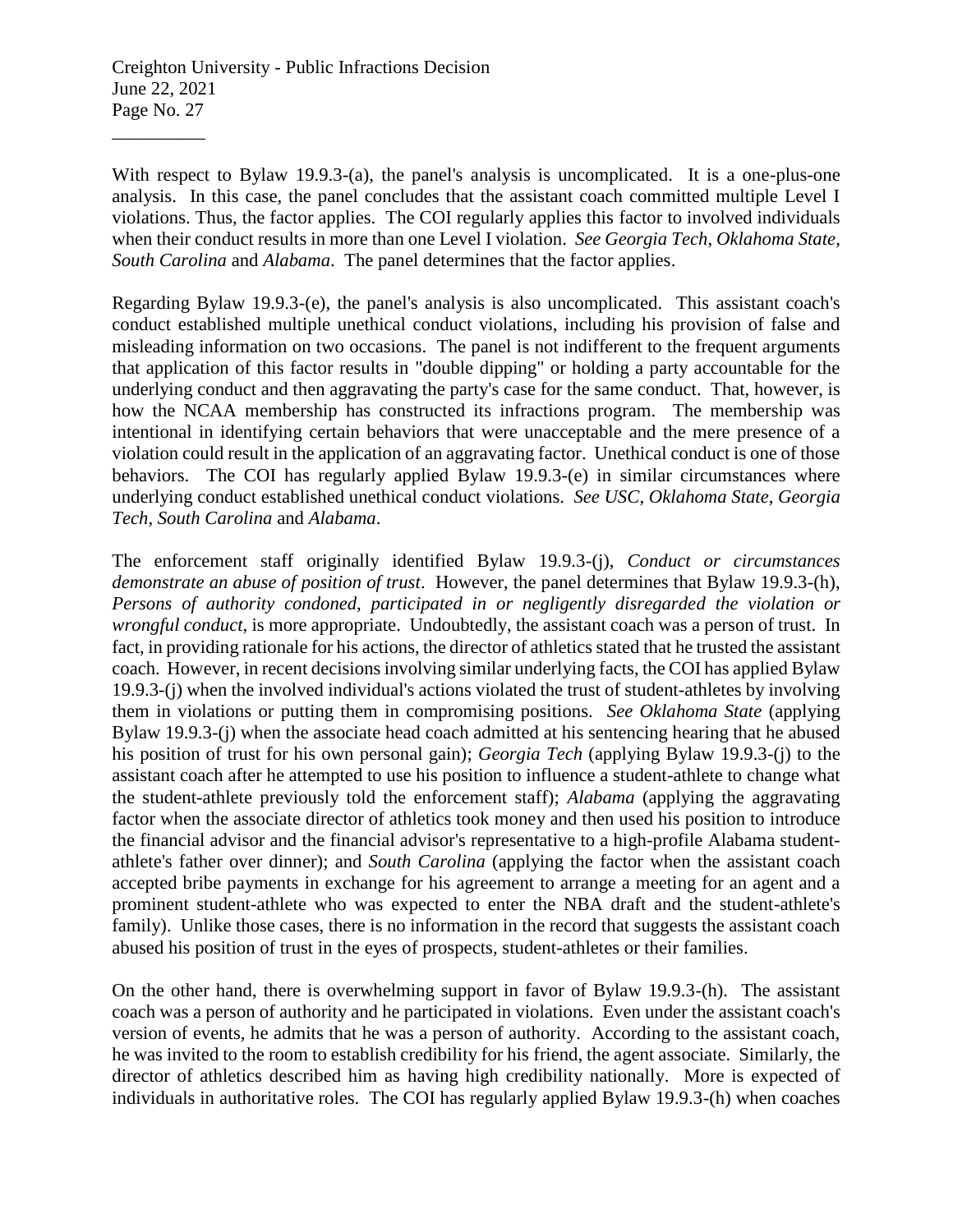With respect to Bylaw 19.9.3-(a), the panel's analysis is uncomplicated. It is a one-plus-one analysis. In this case, the panel concludes that the assistant coach committed multiple Level I violations. Thus, the factor applies. The COI regularly applies this factor to involved individuals when their conduct results in more than one Level I violation. *See Georgia Tech, Oklahoma State, South Carolina* and *Alabama*. The panel determines that the factor applies.

Regarding Bylaw 19.9.3-(e), the panel's analysis is also uncomplicated. This assistant coach's conduct established multiple unethical conduct violations, including his provision of false and misleading information on two occasions. The panel is not indifferent to the frequent arguments that application of this factor results in "double dipping" or holding a party accountable for the underlying conduct and then aggravating the party's case for the same conduct. That, however, is how the NCAA membership has constructed its infractions program. The membership was intentional in identifying certain behaviors that were unacceptable and the mere presence of a violation could result in the application of an aggravating factor. Unethical conduct is one of those behaviors. The COI has regularly applied Bylaw 19.9.3-(e) in similar circumstances where underlying conduct established unethical conduct violations. *See USC, Oklahoma State, Georgia Tech, South Carolina* and *Alabama*.

The enforcement staff originally identified Bylaw 19.9.3-(j), *Conduct or circumstances demonstrate an abuse of position of trust*. However, the panel determines that Bylaw 19.9.3-(h), *Persons of authority condoned, participated in or negligently disregarded the violation or wrongful conduct*, is more appropriate. Undoubtedly, the assistant coach was a person of trust. In fact, in providing rationale for his actions, the director of athletics stated that he trusted the assistant coach. However, in recent decisions involving similar underlying facts, the COI has applied Bylaw 19.9.3-(j) when the involved individual's actions violated the trust of student-athletes by involving them in violations or putting them in compromising positions. *See Oklahoma State* (applying Bylaw 19.9.3-(j) when the associate head coach admitted at his sentencing hearing that he abused his position of trust for his own personal gain); *Georgia Tech* (applying Bylaw 19.9.3-(j) to the assistant coach after he attempted to use his position to influence a student-athlete to change what the student-athlete previously told the enforcement staff); *Alabama* (applying the aggravating factor when the associate director of athletics took money and then used his position to introduce the financial advisor and the financial advisor's representative to a high-profile Alabama student-athlete's father over dinner); and *South Carolina* (applying the factor when the assistant coach accepted bribe payments in exchange for his agreement to arrange a meeting for an agent and a prominent student-athlete who was expected to enter the NBA draft and the student-athlete's family). Unlike those cases, there is no information in the record that suggests the assistant coach abused his position of trust in the eyes of prospects, student-athletes or their families.

On the other hand, there is overwhelming support in favor of Bylaw 19.9.3-(h). The assistant coach was a person of authority and he participated in violations. Even under the assistant coach's version of events, he admits that he was a person of authority. According to the assistant coach, he was invited to the room to establish credibility for his friend, the agent associate. Similarly, the director of athletics described him as having high credibility nationally. More is expected of individuals in authoritative roles. The COI has regularly applied Bylaw 19.9.3-(h) when coaches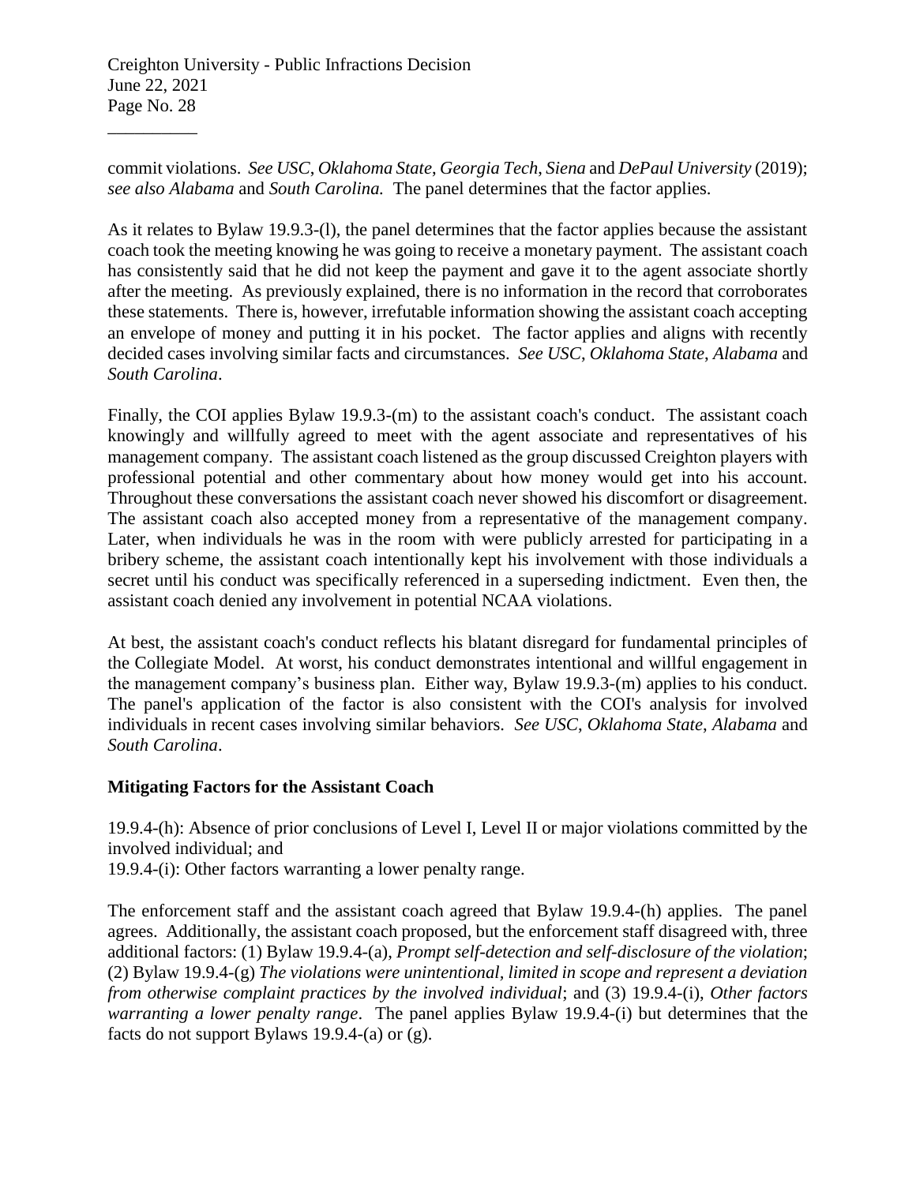commit violations. *See USC*, *Oklahoma State*, *Georgia Tech*, *Siena* and *DePaul University* (2019); *see also Alabama* and *South Carolina.* The panel determines that the factor applies.

As it relates to Bylaw 19.9.3-(l), the panel determines that the factor applies because the assistant coach took the meeting knowing he was going to receive a monetary payment. The assistant coach has consistently said that he did not keep the payment and gave it to the agent associate shortly after the meeting. As previously explained, there is no information in the record that corroborates these statements. There is, however, irrefutable information showing the assistant coach accepting an envelope of money and putting it in his pocket. The factor applies and aligns with recently decided cases involving similar facts and circumstances. *See USC*, *Oklahoma State*, *Alabama* and *South Carolina*.

Finally, the COI applies Bylaw 19.9.3-(m) to the assistant coach's conduct. The assistant coach knowingly and willfully agreed to meet with the agent associate and representatives of his management company. The assistant coach listened as the group discussed Creighton players with professional potential and other commentary about how money would get into his account. Throughout these conversations the assistant coach never showed his discomfort or disagreement. The assistant coach also accepted money from a representative of the management company. Later, when individuals he was in the room with were publicly arrested for participating in a bribery scheme, the assistant coach intentionally kept his involvement with those individuals a secret until his conduct was specifically referenced in a superseding indictment. Even then, the assistant coach denied any involvement in potential NCAA violations.

At best, the assistant coach's conduct reflects his blatant disregard for fundamental principles of the Collegiate Model. At worst, his conduct demonstrates intentional and willful engagement in the management company's business plan. Either way, Bylaw 19.9.3-(m) applies to his conduct. The panel's application of the factor is also consistent with the COI's analysis for involved individuals in recent cases involving similar behaviors. *See USC*, *Oklahoma State*, *Alabama* and *South Carolina*.

**Mitigating Factors for the Assistant Coach**

19.9.4-(h): Absence of prior conclusions of Level I, Level II or major violations committed by the involved individual; and
19.9.4-(i): Other factors warranting a lower penalty range.

The enforcement staff and the assistant coach agreed that Bylaw 19.9.4-(h) applies. The panel agrees. Additionally, the assistant coach proposed, but the enforcement staff disagreed with, three additional factors: (1) Bylaw 19.9.4-(a), *Prompt self-detection and self-disclosure of the violation*; (2) Bylaw 19.9.4-(g) *The violations were unintentional, limited in scope and represent a deviation from otherwise complaint practices by the involved individual*; and (3) 19.9.4-(i), *Other factors warranting a lower penalty range*. The panel applies Bylaw 19.9.4-(i) but determines that the facts do not support Bylaws 19.9.4-(a) or (g).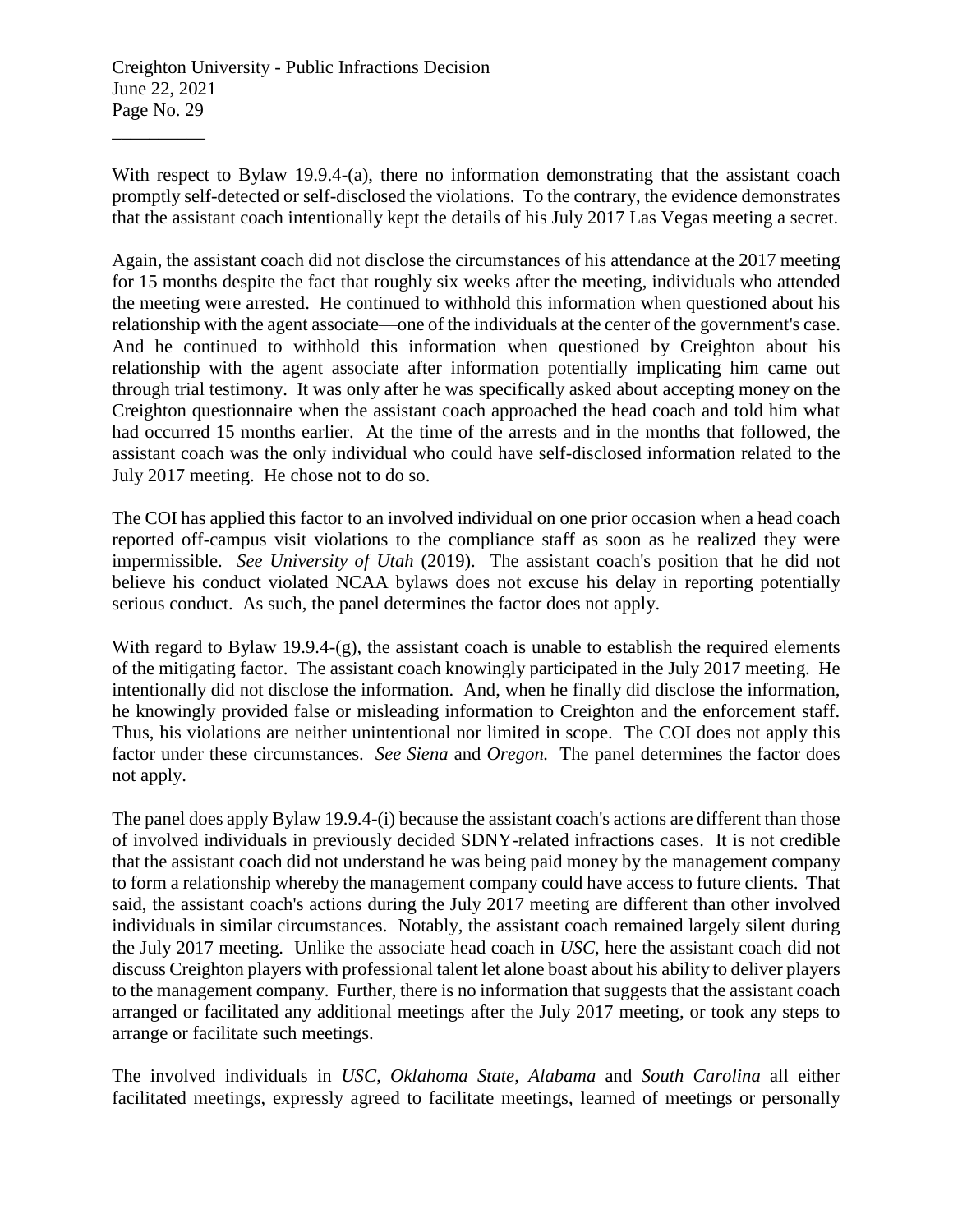With respect to Bylaw 19.9.4-(a), there no information demonstrating that the assistant coach promptly self-detected or self-disclosed the violations. To the contrary, the evidence demonstrates that the assistant coach intentionally kept the details of his July 2017 Las Vegas meeting a secret.

Again, the assistant coach did not disclose the circumstances of his attendance at the 2017 meeting for 15 months despite the fact that roughly six weeks after the meeting, individuals who attended the meeting were arrested. He continued to withhold this information when questioned about his relationship with the agent associate—one of the individuals at the center of the government's case. And he continued to withhold this information when questioned by Creighton about his relationship with the agent associate after information potentially implicating him came out through trial testimony. It was only after he was specifically asked about accepting money on the Creighton questionnaire when the assistant coach approached the head coach and told him what had occurred 15 months earlier. At the time of the arrests and in the months that followed, the assistant coach was the only individual who could have self-disclosed information related to the July 2017 meeting. He chose not to do so.

The COI has applied this factor to an involved individual on one prior occasion when a head coach reported off-campus visit violations to the compliance staff as soon as he realized they were impermissible. *See University of Utah* (2019). The assistant coach's position that he did not believe his conduct violated NCAA bylaws does not excuse his delay in reporting potentially serious conduct. As such, the panel determines the factor does not apply.

With regard to Bylaw 19.9.4-(g), the assistant coach is unable to establish the required elements of the mitigating factor. The assistant coach knowingly participated in the July 2017 meeting. He intentionally did not disclose the information. And, when he finally did disclose the information, he knowingly provided false or misleading information to Creighton and the enforcement staff. Thus, his violations are neither unintentional nor limited in scope. The COI does not apply this factor under these circumstances. *See Siena* and *Oregon.* The panel determines the factor does not apply.

The panel does apply Bylaw 19.9.4-(i) because the assistant coach's actions are different than those of involved individuals in previously decided SDNY-related infractions cases. It is not credible that the assistant coach did not understand he was being paid money by the management company to form a relationship whereby the management company could have access to future clients. That said, the assistant coach's actions during the July 2017 meeting are different than other involved individuals in similar circumstances. Notably, the assistant coach remained largely silent during the July 2017 meeting. Unlike the associate head coach in *USC*, here the assistant coach did not discuss Creighton players with professional talent let alone boast about his ability to deliver players to the management company. Further, there is no information that suggests that the assistant coach arranged or facilitated any additional meetings after the July 2017 meeting, or took any steps to arrange or facilitate such meetings.

The involved individuals in *USC*, *Oklahoma State*, *Alabama* and *South Carolina* all either facilitated meetings, expressly agreed to facilitate meetings, learned of meetings or personally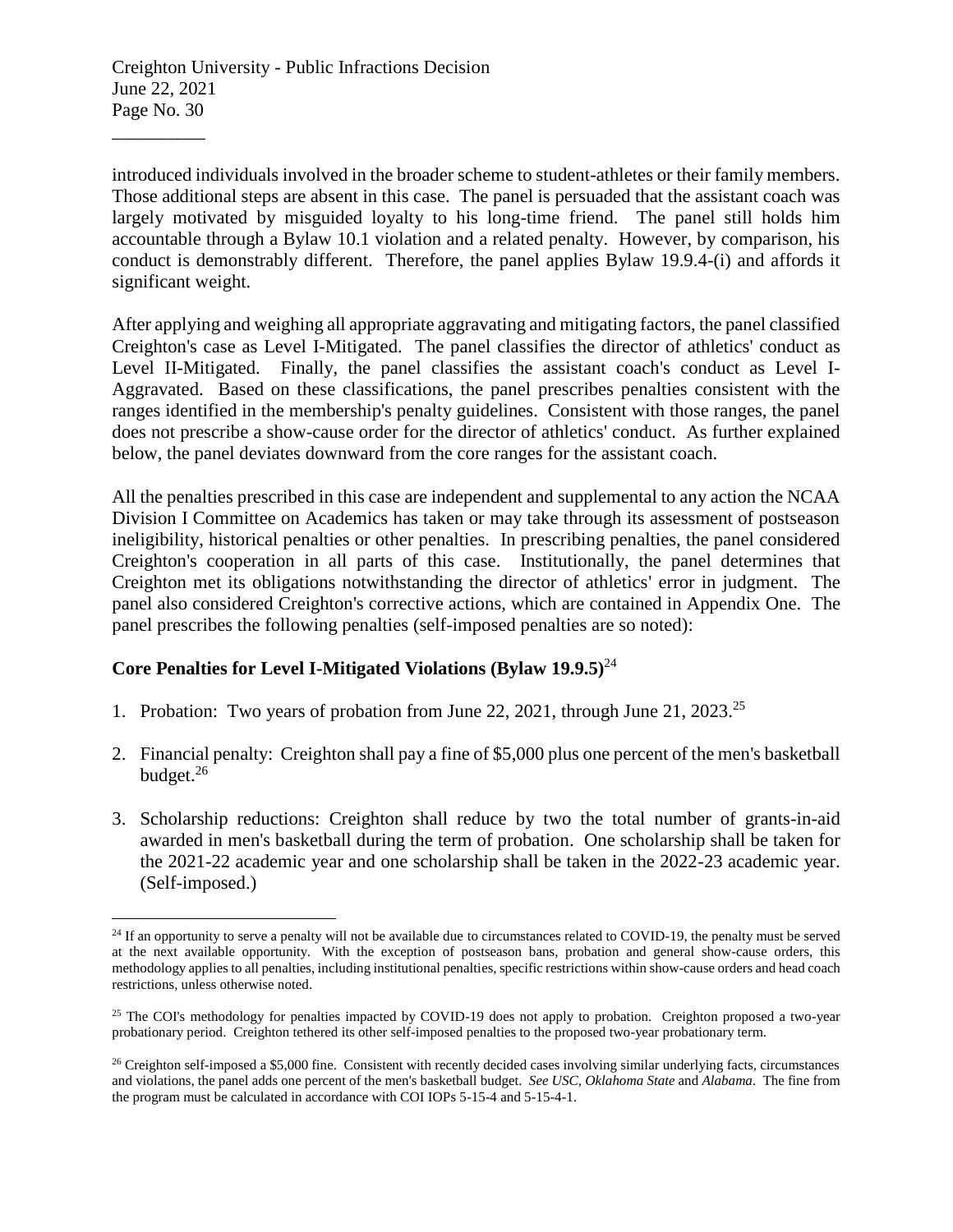introduced individuals involved in the broader scheme to student-athletes or their family members. Those additional steps are absent in this case. The panel is persuaded that the assistant coach was largely motivated by misguided loyalty to his long-time friend. The panel still holds him accountable through a Bylaw 10.1 violation and a related penalty. However, by comparison, his conduct is demonstrably different. Therefore, the panel applies Bylaw 19.9.4-(i) and affords it significant weight.

After applying and weighing all appropriate aggravating and mitigating factors, the panel classified Creighton's case as Level I-Mitigated. The panel classifies the director of athletics' conduct as Level II-Mitigated. Finally, the panel classifies the assistant coach's conduct as Level I-Aggravated. Based on these classifications, the panel prescribes penalties consistent with the ranges identified in the membership's penalty guidelines. Consistent with those ranges, the panel does not prescribe a show-cause order for the director of athletics' conduct. As further explained below, the panel deviates downward from the core ranges for the assistant coach.

All the penalties prescribed in this case are independent and supplemental to any action the NCAA Division I Committee on Academics has taken or may take through its assessment of postseason ineligibility, historical penalties or other penalties. In prescribing penalties, the panel considered Creighton's cooperation in all parts of this case. Institutionally, the panel determines that Creighton met its obligations notwithstanding the director of athletics' error in judgment. The panel also considered Creighton's corrective actions, which are contained in Appendix One. The panel prescribes the following penalties (self-imposed penalties are so noted):

## Core Penalties for Level I-Mitigated Violations (Bylaw 19.9.5)[24]

1. Probation: Two years of probation from June 22, 2021, through June 21, 2023.[25]

2. Financial penalty: Creighton shall pay a fine of $5,000 plus one percent of the men's basketball budget.[26]

3. Scholarship reductions: Creighton shall reduce by two the total number of grants-in-aid awarded in men's basketball during the term of probation. One scholarship shall be taken for the 2021-22 academic year and one scholarship shall be taken in the 2022-23 academic year. (Self-imposed.)

---

[24] If an opportunity to serve a penalty will not be available due to circumstances related to COVID-19, the penalty must be served at the next available opportunity. With the exception of postseason bans, probation and general show-cause orders, this methodology applies to all penalties, including institutional penalties, specific restrictions within show-cause orders and head coach restrictions, unless otherwise noted.

[25] The COI's methodology for penalties impacted by COVID-19 does not apply to probation. Creighton proposed a two-year probationary period. Creighton tethered its other self-imposed penalties to the proposed two-year probationary term.

[26] Creighton self-imposed a $5,000 fine. Consistent with recently decided cases involving similar underlying facts, circumstances and violations, the panel adds one percent of the men's basketball budget. *See USC*, *Oklahoma State* and *Alabama*. The fine from the program must be calculated in accordance with COI IOPs 5-15-4 and 5-15-4-1.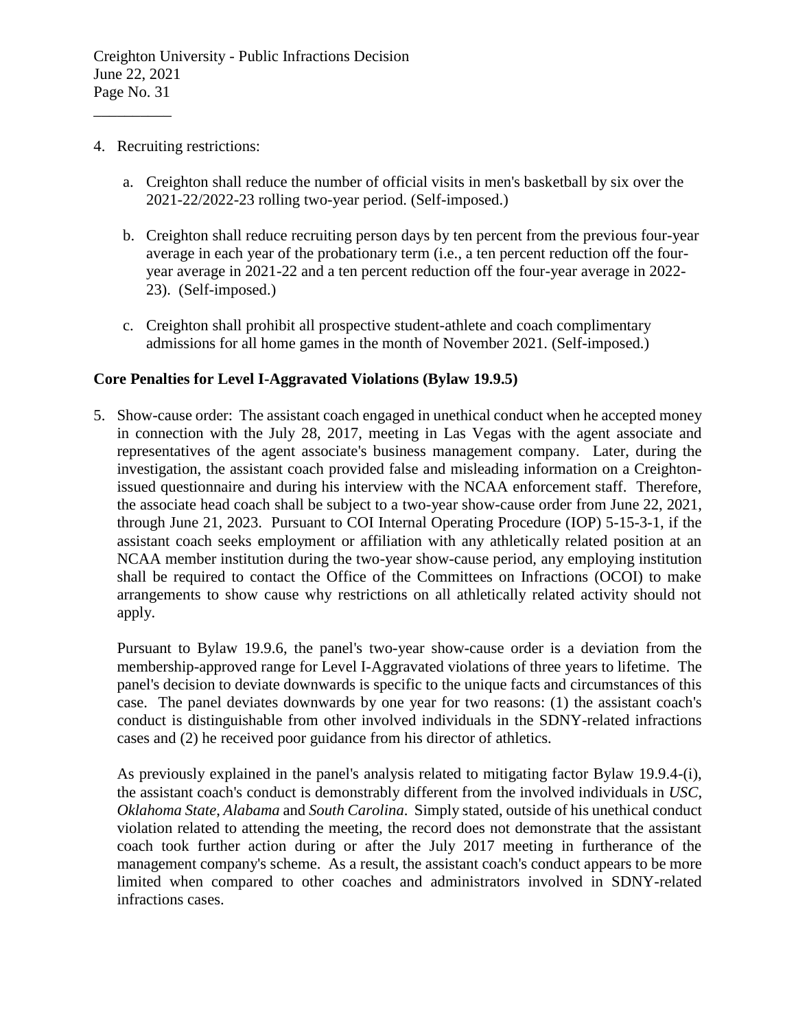4. Recruiting restrictions:

   a. Creighton shall reduce the number of official visits in men's basketball by six over the 2021-22/2022-23 rolling two-year period. (Self-imposed.)

   b. Creighton shall reduce recruiting person days by ten percent from the previous four-year average in each year of the probationary term (i.e., a ten percent reduction off the four-year average in 2021-22 and a ten percent reduction off the four-year average in 2022-23). (Self-imposed.)

   c. Creighton shall prohibit all prospective student-athlete and coach complimentary admissions for all home games in the month of November 2021. (Self-imposed.)

**Core Penalties for Level I-Aggravated Violations (Bylaw 19.9.5)**

5. Show-cause order: The assistant coach engaged in unethical conduct when he accepted money in connection with the July 28, 2017, meeting in Las Vegas with the agent associate and representatives of the agent associate's business management company. Later, during the investigation, the assistant coach provided false and misleading information on a Creighton-issued questionnaire and during his interview with the NCAA enforcement staff. Therefore, the associate head coach shall be subject to a two-year show-cause order from June 22, 2021, through June 21, 2023. Pursuant to COI Internal Operating Procedure (IOP) 5-15-3-1, if the assistant coach seeks employment or affiliation with any athletically related position at an NCAA member institution during the two-year show-cause period, any employing institution shall be required to contact the Office of the Committees on Infractions (OCOI) to make arrangements to show cause why restrictions on all athletically related activity should not apply.

   Pursuant to Bylaw 19.9.6, the panel's two-year show-cause order is a deviation from the membership-approved range for Level I-Aggravated violations of three years to lifetime. The panel's decision to deviate downwards is specific to the unique facts and circumstances of this case. The panel deviates downwards by one year for two reasons: (1) the assistant coach's conduct is distinguishable from other involved individuals in the SDNY-related infractions cases and (2) he received poor guidance from his director of athletics.

   As previously explained in the panel's analysis related to mitigating factor Bylaw 19.9.4-(i), the assistant coach's conduct is demonstrably different from the involved individuals in *USC*, *Oklahoma State*, *Alabama* and *South Carolina*. Simply stated, outside of his unethical conduct violation related to attending the meeting, the record does not demonstrate that the assistant coach took further action during or after the July 2017 meeting in furtherance of the management company's scheme. As a result, the assistant coach's conduct appears to be more limited when compared to other coaches and administrators involved in SDNY-related infractions cases.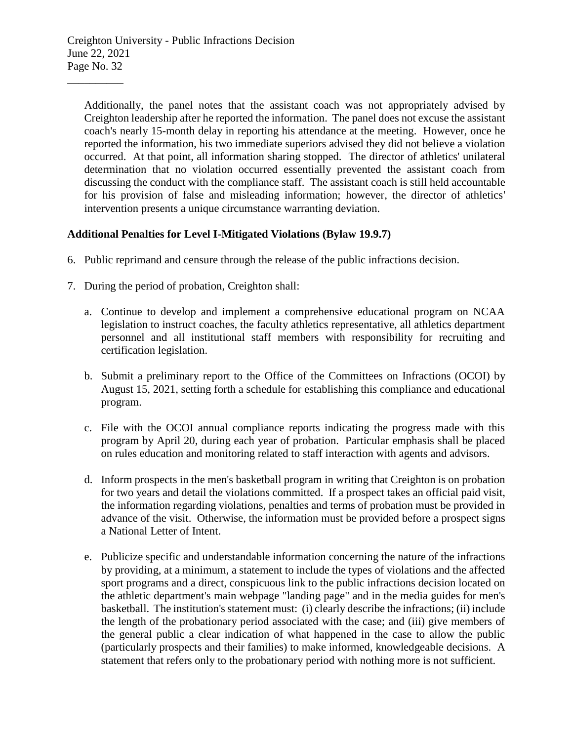Additionally, the panel notes that the assistant coach was not appropriately advised by Creighton leadership after he reported the information. The panel does not excuse the assistant coach's nearly 15-month delay in reporting his attendance at the meeting. However, once he reported the information, his two immediate superiors advised they did not believe a violation occurred. At that point, all information sharing stopped. The director of athletics' unilateral determination that no violation occurred essentially prevented the assistant coach from discussing the conduct with the compliance staff. The assistant coach is still held accountable for his provision of false and misleading information; however, the director of athletics' intervention presents a unique circumstance warranting deviation.

**Additional Penalties for Level I-Mitigated Violations (Bylaw 19.9.7)**

6. Public reprimand and censure through the release of the public infractions decision.

7. During the period of probation, Creighton shall:

   a. Continue to develop and implement a comprehensive educational program on NCAA legislation to instruct coaches, the faculty athletics representative, all athletics department personnel and all institutional staff members with responsibility for recruiting and certification legislation.

   b. Submit a preliminary report to the Office of the Committees on Infractions (OCOI) by August 15, 2021, setting forth a schedule for establishing this compliance and educational program.

   c. File with the OCOI annual compliance reports indicating the progress made with this program by April 20, during each year of probation. Particular emphasis shall be placed on rules education and monitoring related to staff interaction with agents and advisors.

   d. Inform prospects in the men's basketball program in writing that Creighton is on probation for two years and detail the violations committed. If a prospect takes an official paid visit, the information regarding violations, penalties and terms of probation must be provided in advance of the visit. Otherwise, the information must be provided before a prospect signs a National Letter of Intent.

   e. Publicize specific and understandable information concerning the nature of the infractions by providing, at a minimum, a statement to include the types of violations and the affected sport programs and a direct, conspicuous link to the public infractions decision located on the athletic department's main webpage "landing page" and in the media guides for men's basketball. The institution's statement must: (i) clearly describe the infractions; (ii) include the length of the probationary period associated with the case; and (iii) give members of the general public a clear indication of what happened in the case to allow the public (particularly prospects and their families) to make informed, knowledgeable decisions. A statement that refers only to the probationary period with nothing more is not sufficient.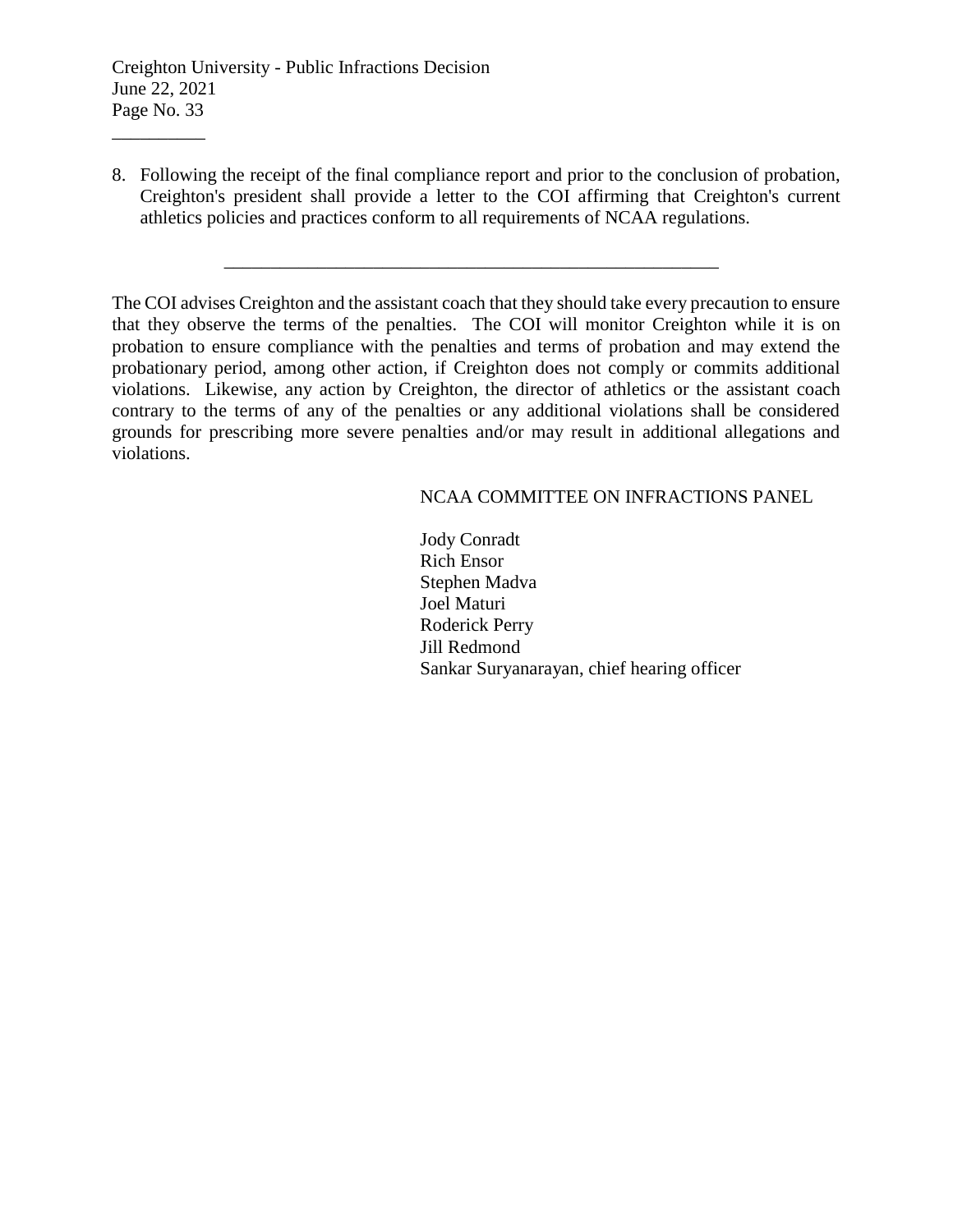8. Following the receipt of the final compliance report and prior to the conclusion of probation, Creighton's president shall provide a letter to the COI affirming that Creighton's current athletics policies and practices conform to all requirements of NCAA regulations.

---

The COI advises Creighton and the assistant coach that they should take every precaution to ensure that they observe the terms of the penalties. The COI will monitor Creighton while it is on probation to ensure compliance with the penalties and terms of probation and may extend the probationary period, among other action, if Creighton does not comply or commits additional violations. Likewise, any action by Creighton, the director of athletics or the assistant coach contrary to the terms of any of the penalties or any additional violations shall be considered grounds for prescribing more severe penalties and/or may result in additional allegations and violations.

NCAA COMMITTEE ON INFRACTIONS PANEL

Jody Conradt
Rich Ensor
Stephen Madva
Joel Maturi
Roderick Perry
Jill Redmond
Sankar Suryanarayan, chief hearing officer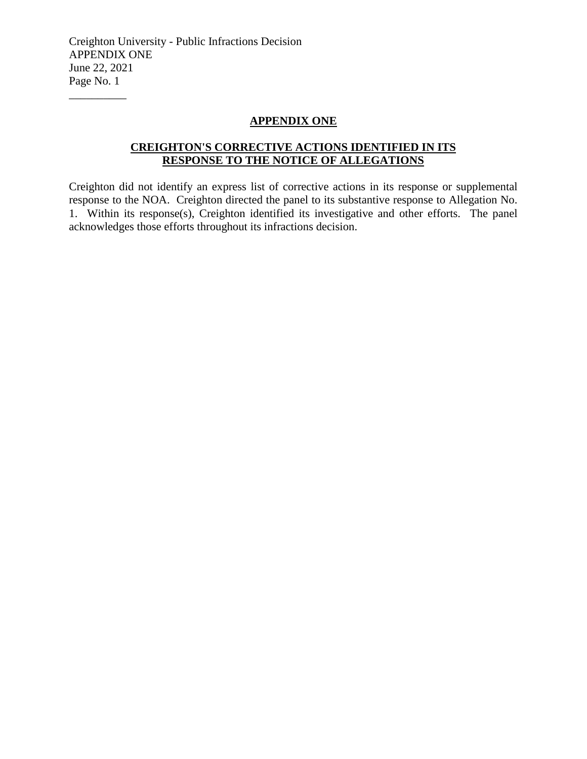## APPENDIX ONE

### CREIGHTON'S CORRECTIVE ACTIONS IDENTIFIED IN ITS RESPONSE TO THE NOTICE OF ALLEGATIONS

Creighton did not identify an express list of corrective actions in its response or supplemental response to the NOA. Creighton directed the panel to its substantive response to Allegation No. 1. Within its response(s), Creighton identified its investigative and other efforts. The panel acknowledges those efforts throughout its infractions decision.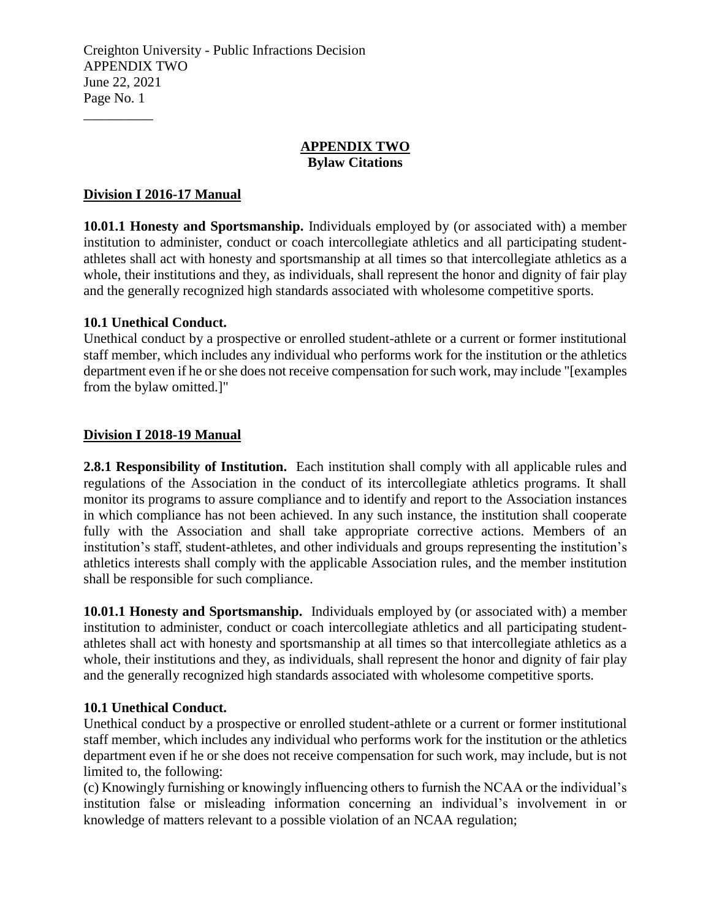## APPENDIX TWO
**Bylaw Citations**

### Division I 2016-17 Manual

**10.01.1 Honesty and Sportsmanship.** Individuals employed by (or associated with) a member institution to administer, conduct or coach intercollegiate athletics and all participating student-athletes shall act with honesty and sportsmanship at all times so that intercollegiate athletics as a whole, their institutions and they, as individuals, shall represent the honor and dignity of fair play and the generally recognized high standards associated with wholesome competitive sports.

**10.1 Unethical Conduct.**
Unethical conduct by a prospective or enrolled student-athlete or a current or former institutional staff member, which includes any individual who performs work for the institution or the athletics department even if he or she does not receive compensation for such work, may include "[examples from the bylaw omitted.]"

### Division I 2018-19 Manual

**2.8.1 Responsibility of Institution.** Each institution shall comply with all applicable rules and regulations of the Association in the conduct of its intercollegiate athletics programs. It shall monitor its programs to assure compliance and to identify and report to the Association instances in which compliance has not been achieved. In any such instance, the institution shall cooperate fully with the Association and shall take appropriate corrective actions. Members of an institution's staff, student-athletes, and other individuals and groups representing the institution's athletics interests shall comply with the applicable Association rules, and the member institution shall be responsible for such compliance.

**10.01.1 Honesty and Sportsmanship.** Individuals employed by (or associated with) a member institution to administer, conduct or coach intercollegiate athletics and all participating student-athletes shall act with honesty and sportsmanship at all times so that intercollegiate athletics as a whole, their institutions and they, as individuals, shall represent the honor and dignity of fair play and the generally recognized high standards associated with wholesome competitive sports.

**10.1 Unethical Conduct.**
Unethical conduct by a prospective or enrolled student-athlete or a current or former institutional staff member, which includes any individual who performs work for the institution or the athletics department even if he or she does not receive compensation for such work, may include, but is not limited to, the following:
(c) Knowingly furnishing or knowingly influencing others to furnish the NCAA or the individual's institution false or misleading information concerning an individual's involvement in or knowledge of matters relevant to a possible violation of an NCAA regulation;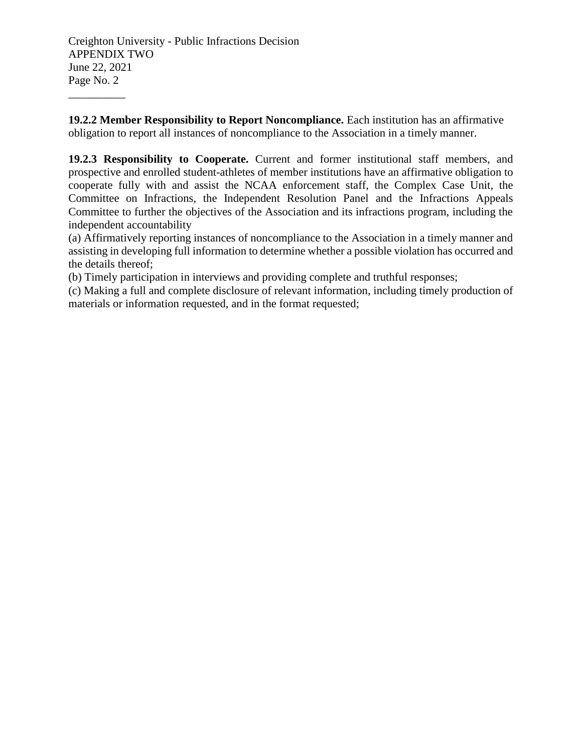**19.2.2 Member Responsibility to Report Noncompliance.** Each institution has an affirmative obligation to report all instances of noncompliance to the Association in a timely manner.

**19.2.3 Responsibility to Cooperate.** Current and former institutional staff members, and prospective and enrolled student-athletes of member institutions have an affirmative obligation to cooperate fully with and assist the NCAA enforcement staff, the Complex Case Unit, the Committee on Infractions, the Independent Resolution Panel and the Infractions Appeals Committee to further the objectives of the Association and its infractions program, including the independent accountability

(a) Affirmatively reporting instances of noncompliance to the Association in a timely manner and assisting in developing full information to determine whether a possible violation has occurred and the details thereof;

(b) Timely participation in interviews and providing complete and truthful responses;

(c) Making a full and complete disclosure of relevant information, including timely production of materials or information requested, and in the format requested;